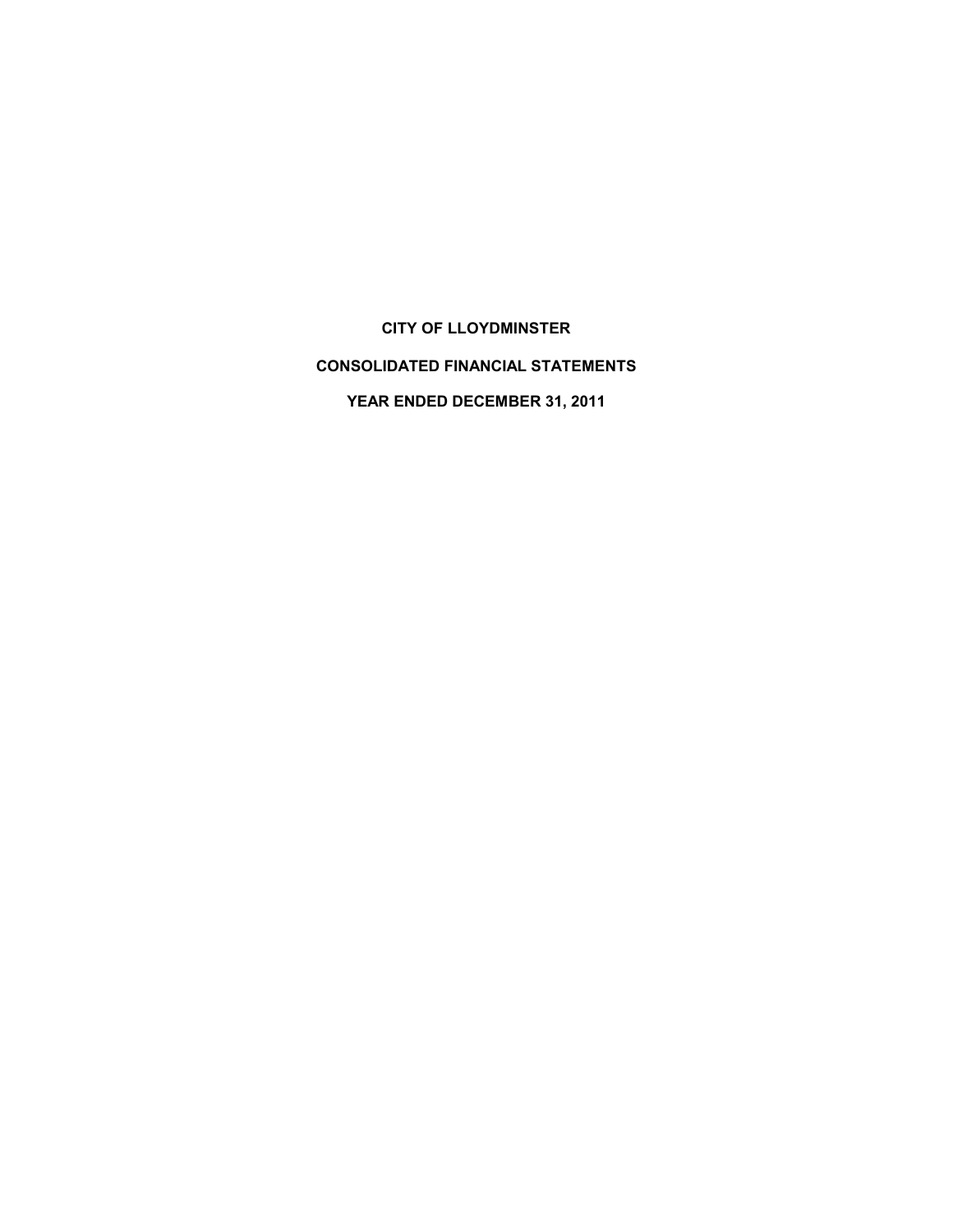# CITY OF LLOYDMINSTER

## CONSOLIDATED FINANCIAL STATEMENTS

## YEAR ENDED DECEMBER 31, 2011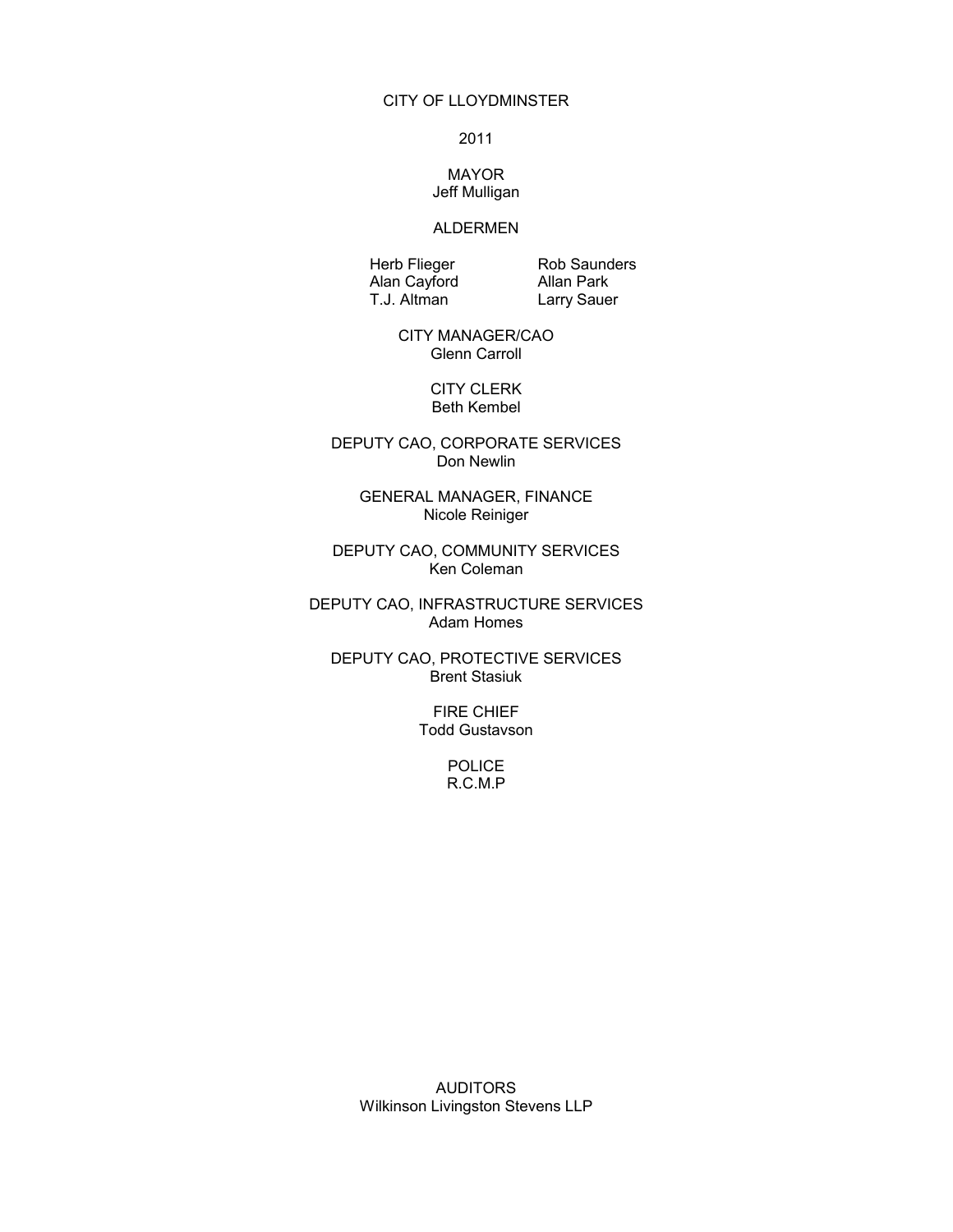CITY OF LLOYDMINSTER

2011

MAYOR
Jeff Mulligan

ALDERMEN

Herb Flieger
Alan Cayford
T.J. Altman
Rob Saunders
Allan Park
Larry Sauer

CITY MANAGER/CAO
Glenn Carroll

CITY CLERK
Beth Kembel

DEPUTY CAO, CORPORATE SERVICES
Don Newlin

GENERAL MANAGER, FINANCE
Nicole Reiniger

DEPUTY CAO, COMMUNITY SERVICES
Ken Coleman

DEPUTY CAO, INFRASTRUCTURE SERVICES
Adam Homes

DEPUTY CAO, PROTECTIVE SERVICES
Brent Stasiuk

FIRE CHIEF
Todd Gustavson

POLICE
R.C.M.P

AUDITORS
Wilkinson Livingston Stevens LLP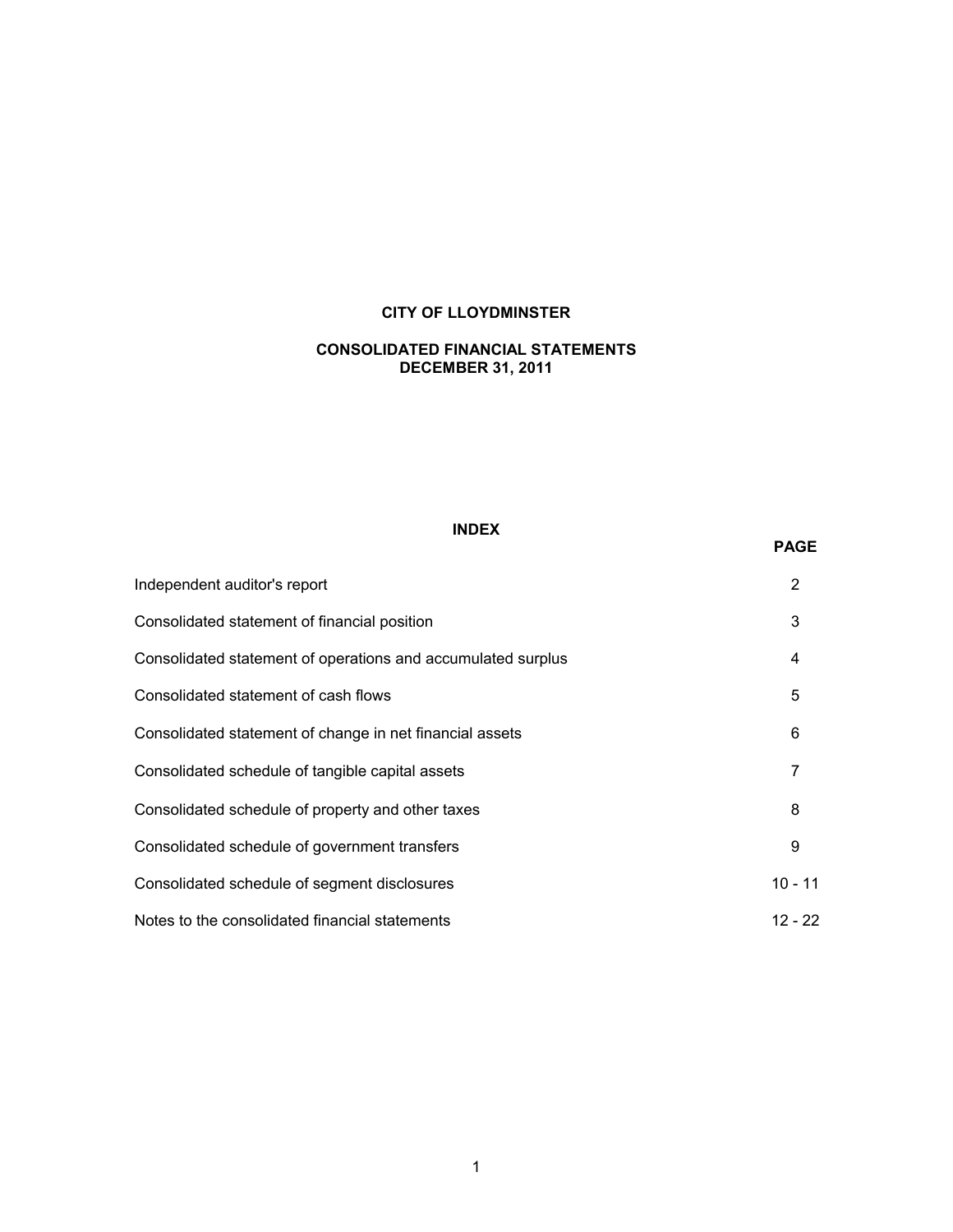# CITY OF LLOYDMINSTER

## CONSOLIDATED FINANCIAL STATEMENTS
## DECEMBER 31, 2011

### INDEX

| | PAGE |
|---|---|
| Independent auditor's report | 2 |
| Consolidated statement of financial position | 3 |
| Consolidated statement of operations and accumulated surplus | 4 |
| Consolidated statement of cash flows | 5 |
| Consolidated statement of change in net financial assets | 6 |
| Consolidated schedule of tangible capital assets | 7 |
| Consolidated schedule of property and other taxes | 8 |
| Consolidated schedule of government transfers | 9 |
| Consolidated schedule of segment disclosures | 10 - 11 |
| Notes to the consolidated financial statements | 12 - 22 |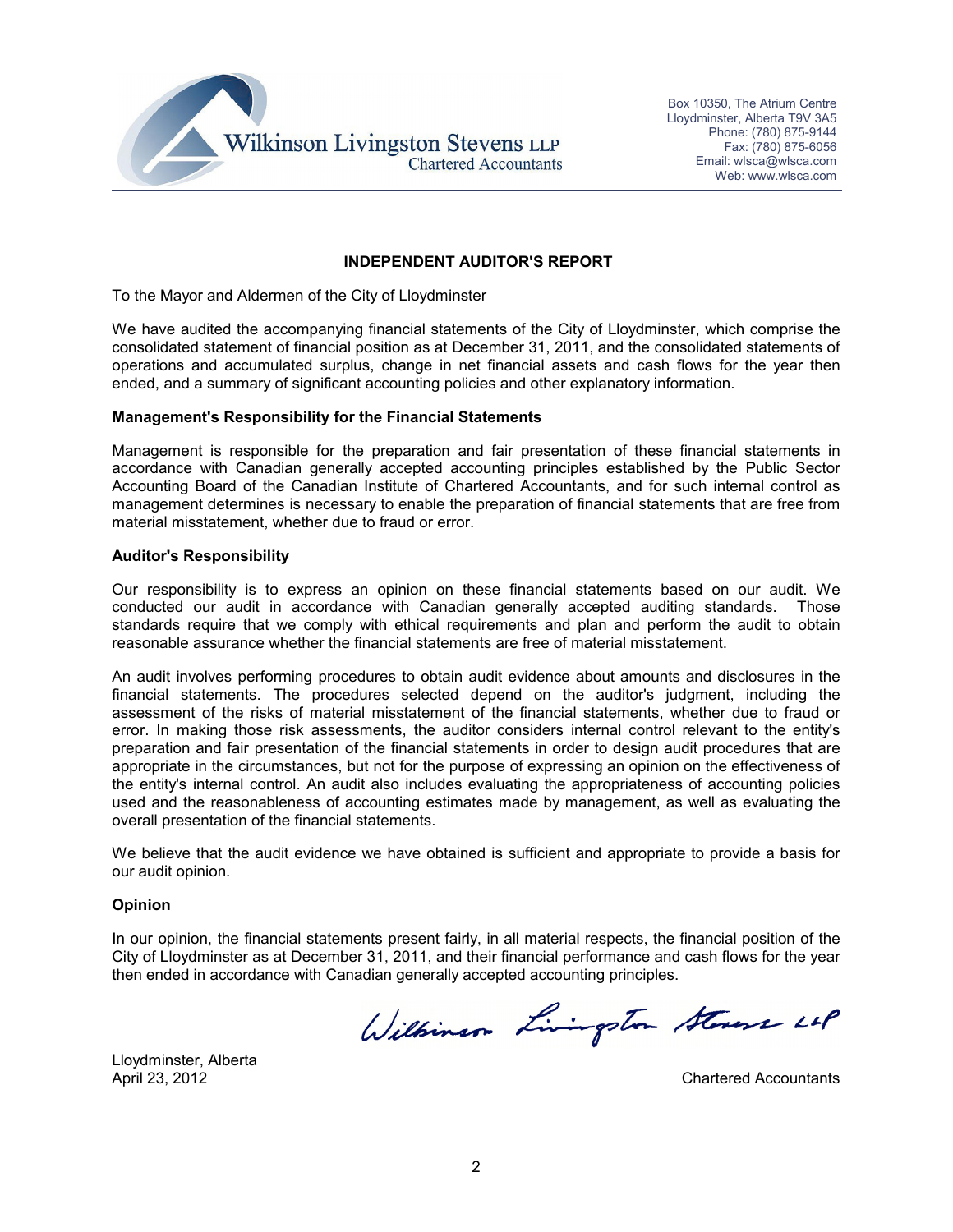Wilkinson Livingston Stevens LLP
Chartered Accountants

Box 10350, The Atrium Centre
Lloydminster, Alberta T9V 3A5
Phone: (780) 875-9144
Fax: (780) 875-6056
Email: wlsca@wlsca.com
Web: www.wlsca.com

## INDEPENDENT AUDITOR'S REPORT

To the Mayor and Aldermen of the City of Lloydminster

We have audited the accompanying financial statements of the City of Lloydminster, which comprise the consolidated statement of financial position as at December 31, 2011, and the consolidated statements of operations and accumulated surplus, change in net financial assets and cash flows for the year then ended, and a summary of significant accounting policies and other explanatory information.

### Management's Responsibility for the Financial Statements

Management is responsible for the preparation and fair presentation of these financial statements in accordance with Canadian generally accepted accounting principles established by the Public Sector Accounting Board of the Canadian Institute of Chartered Accountants, and for such internal control as management determines is necessary to enable the preparation of financial statements that are free from material misstatement, whether due to fraud or error.

### Auditor's Responsibility

Our responsibility is to express an opinion on these financial statements based on our audit. We conducted our audit in accordance with Canadian generally accepted auditing standards. Those standards require that we comply with ethical requirements and plan and perform the audit to obtain reasonable assurance whether the financial statements are free of material misstatement.

An audit involves performing procedures to obtain audit evidence about amounts and disclosures in the financial statements. The procedures selected depend on the auditor's judgment, including the assessment of the risks of material misstatement of the financial statements, whether due to fraud or error. In making those risk assessments, the auditor considers internal control relevant to the entity's preparation and fair presentation of the financial statements in order to design audit procedures that are appropriate in the circumstances, but not for the purpose of expressing an opinion on the effectiveness of the entity's internal control. An audit also includes evaluating the appropriateness of accounting policies used and the reasonableness of accounting estimates made by management, as well as evaluating the overall presentation of the financial statements.

We believe that the audit evidence we have obtained is sufficient and appropriate to provide a basis for our audit opinion.

### Opinion

In our opinion, the financial statements present fairly, in all material respects, the financial position of the City of Lloydminster as at December 31, 2011, and their financial performance and cash flows for the year then ended in accordance with Canadian generally accepted accounting principles.

Wilkinson Livingston Stevens LLP

Lloydminster, Alberta
April 23, 2012

Chartered Accountants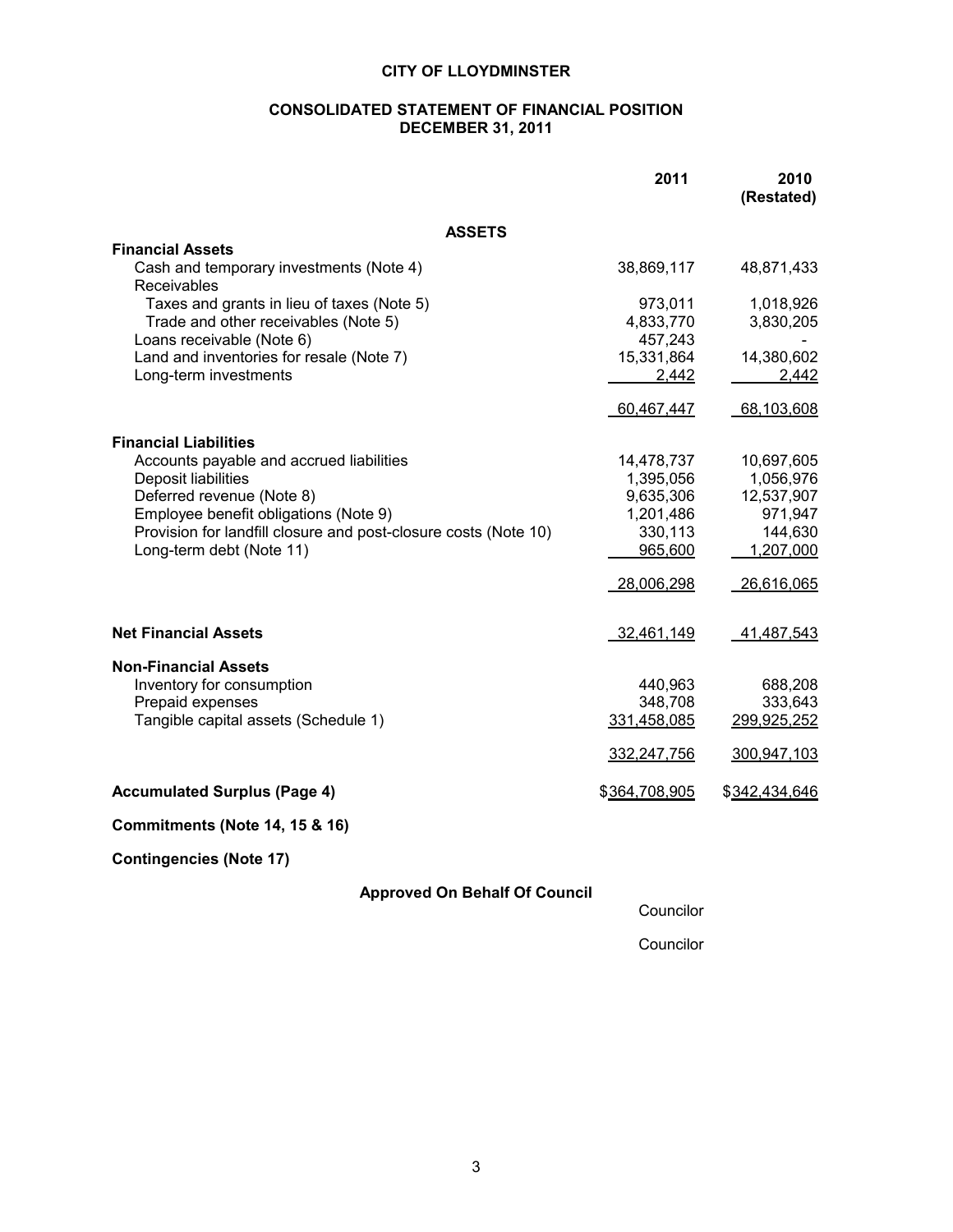# CITY OF LLOYDMINSTER

## CONSOLIDATED STATEMENT OF FINANCIAL POSITION
## DECEMBER 31, 2011

| | 2011 | 2010 (Restated) |
|---|---|---|
| **ASSETS** | | |
| **Financial Assets** | | |
| Cash and temporary investments (Note 4) | 38,869,117 | 48,871,433 |
| Receivables | | |
| Taxes and grants in lieu of taxes (Note 5) | 973,011 | 1,018,926 |
| Trade and other receivables (Note 5) | 4,833,770 | 3,830,205 |
| Loans receivable (Note 6) | 457,243 | - |
| Land and inventories for resale (Note 7) | 15,331,864 | 14,380,602 |
| Long-term investments | 2,442 | 2,442 |
| | 60,467,447 | 68,103,608 |
| **Financial Liabilities** | | |
| Accounts payable and accrued liabilities | 14,478,737 | 10,697,605 |
| Deposit liabilities | 1,395,056 | 1,056,976 |
| Deferred revenue (Note 8) | 9,635,306 | 12,537,907 |
| Employee benefit obligations (Note 9) | 1,201,486 | 971,947 |
| Provision for landfill closure and post-closure costs (Note 10) | 330,113 | 144,630 |
| Long-term debt (Note 11) | 965,600 | 1,207,000 |
| | 28,006,298 | 26,616,065 |
| **Net Financial Assets** | 32,461,149 | 41,487,543 |
| **Non-Financial Assets** | | |
| Inventory for consumption | 440,963 | 688,208 |
| Prepaid expenses | 348,708 | 333,643 |
| Tangible capital assets (Schedule 1) | 331,458,085 | 299,925,252 |
| | 332,247,756 | 300,947,103 |
| **Accumulated Surplus (Page 4)** | $364,708,905 | $342,434,646 |

**Commitments (Note 14, 15 & 16)**

**Contingencies (Note 17)**

**Approved On Behalf Of Council**

Councilor

Councilor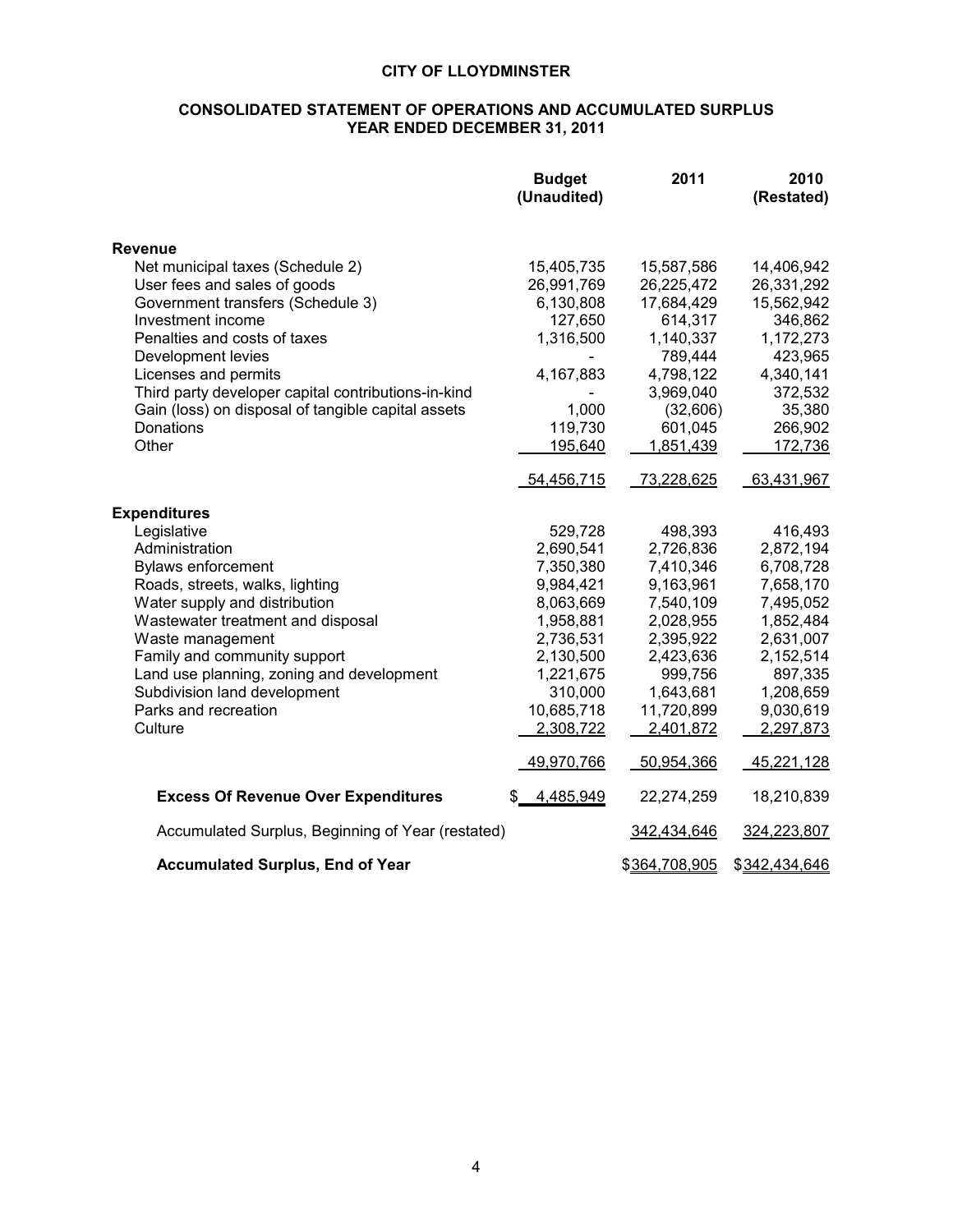# CITY OF LLOYDMINSTER

## CONSOLIDATED STATEMENT OF OPERATIONS AND ACCUMULATED SURPLUS
## YEAR ENDED DECEMBER 31, 2011

| | Budget (Unaudited) | 2011 | 2010 (Restated) |
|---|---|---|---|
| **Revenue** | | | |
| Net municipal taxes (Schedule 2) | 15,405,735 | 15,587,586 | 14,406,942 |
| User fees and sales of goods | 26,991,769 | 26,225,472 | 26,331,292 |
| Government transfers (Schedule 3) | 6,130,808 | 17,684,429 | 15,562,942 |
| Investment income | 127,650 | 614,317 | 346,862 |
| Penalties and costs of taxes | 1,316,500 | 1,140,337 | 1,172,273 |
| Development levies | - | 789,444 | 423,965 |
| Licenses and permits | 4,167,883 | 4,798,122 | 4,340,141 |
| Third party developer capital contributions-in-kind | - | 3,969,040 | 372,532 |
| Gain (loss) on disposal of tangible capital assets | 1,000 | (32,606) | 35,380 |
| Donations | 119,730 | 601,045 | 266,902 |
| Other | 195,640 | 1,851,439 | 172,736 |
| | 54,456,715 | 73,228,625 | 63,431,967 |
| **Expenditures** | | | |
| Legislative | 529,728 | 498,393 | 416,493 |
| Administration | 2,690,541 | 2,726,836 | 2,872,194 |
| Bylaws enforcement | 7,350,380 | 7,410,346 | 6,708,728 |
| Roads, streets, walks, lighting | 9,984,421 | 9,163,961 | 7,658,170 |
| Water supply and distribution | 8,063,669 | 7,540,109 | 7,495,052 |
| Wastewater treatment and disposal | 1,958,881 | 2,028,955 | 1,852,484 |
| Waste management | 2,736,531 | 2,395,922 | 2,631,007 |
| Family and community support | 2,130,500 | 2,423,636 | 2,152,514 |
| Land use planning, zoning and development | 1,221,675 | 999,756 | 897,335 |
| Subdivision land development | 310,000 | 1,643,681 | 1,208,659 |
| Parks and recreation | 10,685,718 | 11,720,899 | 9,030,619 |
| Culture | 2,308,722 | 2,401,872 | 2,297,873 |
| | 49,970,766 | 50,954,366 | 45,221,128 |
| **Excess Of Revenue Over Expenditures** | $ 4,485,949 | 22,274,259 | 18,210,839 |
| Accumulated Surplus, Beginning of Year (restated) | | 342,434,646 | 324,223,807 |
| **Accumulated Surplus, End of Year** | | $364,708,905 | $342,434,646 |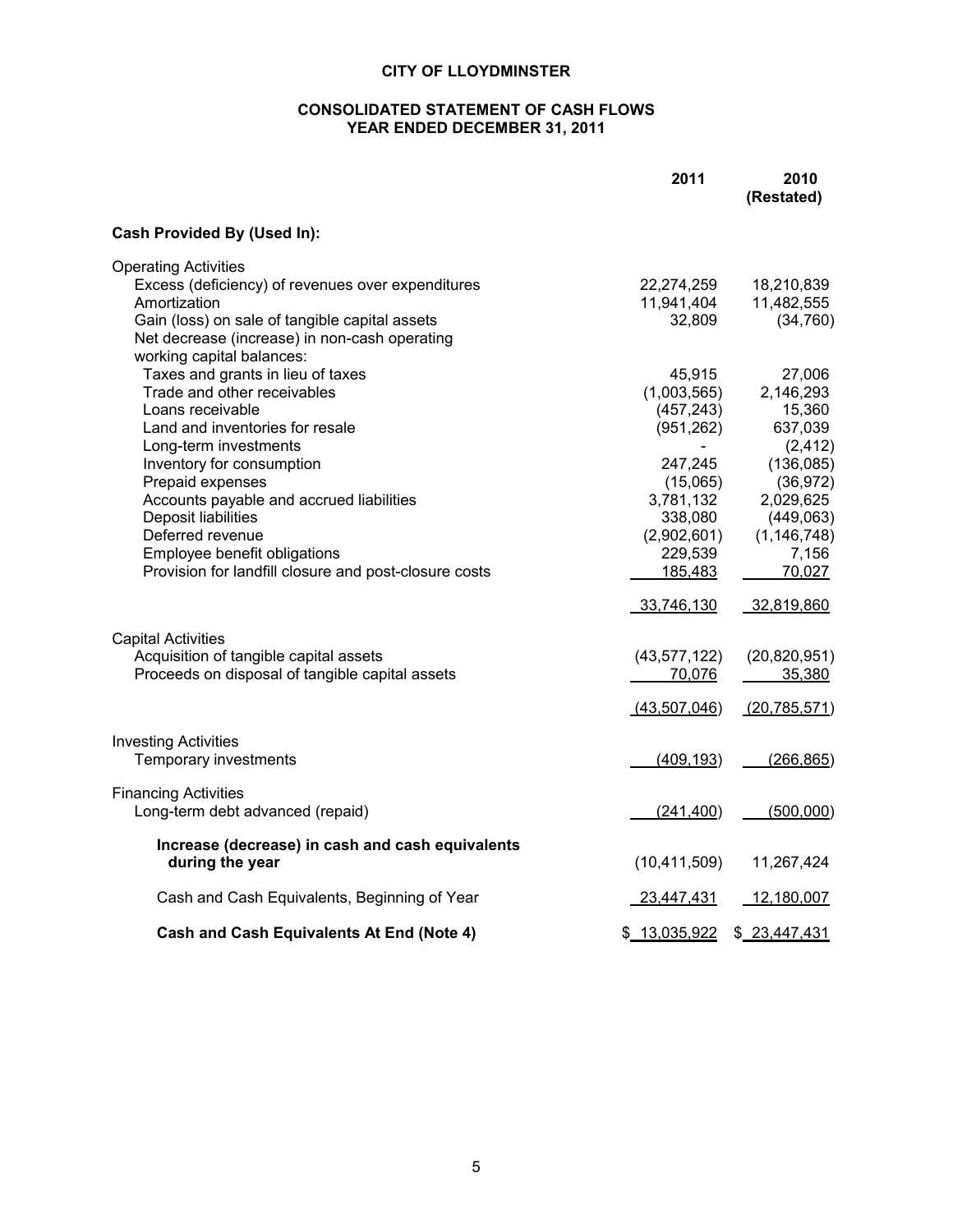# CITY OF LLOYDMINSTER

## CONSOLIDATED STATEMENT OF CASH FLOWS
## YEAR ENDED DECEMBER 31, 2011

| | 2011 | 2010 (Restated) |
|---|---|---|
| **Cash Provided By (Used In):** | | |
| Operating Activities | | |
| Excess (deficiency) of revenues over expenditures | 22,274,259 | 18,210,839 |
| Amortization | 11,941,404 | 11,482,555 |
| Gain (loss) on sale of tangible capital assets | 32,809 | (34,760) |
| Net decrease (increase) in non-cash operating working capital balances: | | |
| Taxes and grants in lieu of taxes | 45,915 | 27,006 |
| Trade and other receivables | (1,003,565) | 2,146,293 |
| Loans receivable | (457,243) | 15,360 |
| Land and inventories for resale | (951,262) | 637,039 |
| Long-term investments | - | (2,412) |
| Inventory for consumption | 247,245 | (136,085) |
| Prepaid expenses | (15,065) | (36,972) |
| Accounts payable and accrued liabilities | 3,781,132 | 2,029,625 |
| Deposit liabilities | 338,080 | (449,063) |
| Deferred revenue | (2,902,601) | (1,146,748) |
| Employee benefit obligations | 229,539 | 7,156 |
| Provision for landfill closure and post-closure costs | 185,483 | 70,027 |
| | 33,746,130 | 32,819,860 |
| Capital Activities | | |
| Acquisition of tangible capital assets | (43,577,122) | (20,820,951) |
| Proceeds on disposal of tangible capital assets | 70,076 | 35,380 |
| | (43,507,046) | (20,785,571) |
| Investing Activities | | |
| Temporary investments | (409,193) | (266,865) |
| Financing Activities | | |
| Long-term debt advanced (repaid) | (241,400) | (500,000) |
| **Increase (decrease) in cash and cash equivalents during the year** | (10,411,509) | 11,267,424 |
| Cash and Cash Equivalents, Beginning of Year | 23,447,431 | 12,180,007 |
| **Cash and Cash Equivalents At End (Note 4)** | $ 13,035,922 | $ 23,447,431 |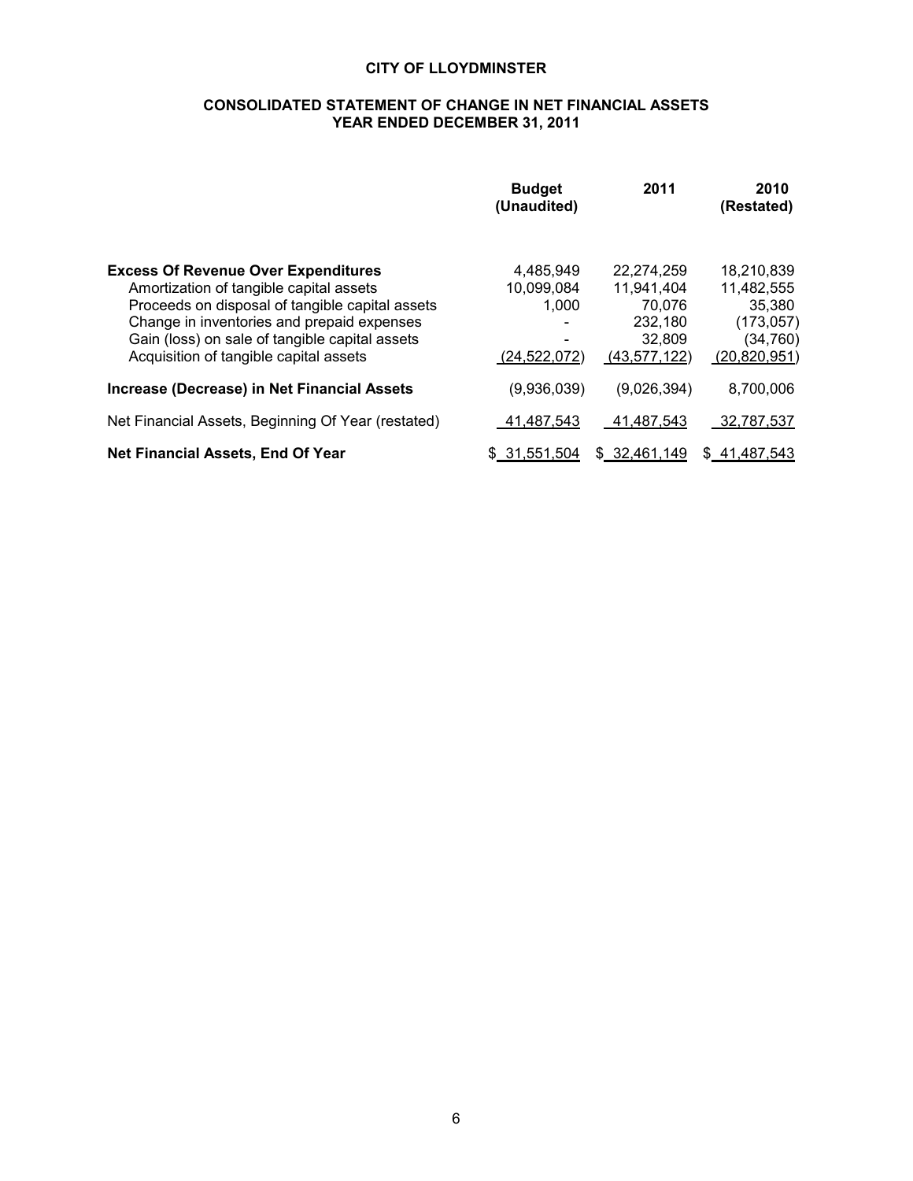**CITY OF LLOYDMINSTER**

**CONSOLIDATED STATEMENT OF CHANGE IN NET FINANCIAL ASSETS**
**YEAR ENDED DECEMBER 31, 2011**

| | Budget (Unaudited) | 2011 | 2010 (Restated) |
|---|---|---|---|
| **Excess Of Revenue Over Expenditures** | 4,485,949 | 22,274,259 | 18,210,839 |
| Amortization of tangible capital assets | 10,099,084 | 11,941,404 | 11,482,555 |
| Proceeds on disposal of tangible capital assets | 1,000 | 70,076 | 35,380 |
| Change in inventories and prepaid expenses | - | 232,180 | (173,057) |
| Gain (loss) on sale of tangible capital assets | - | 32,809 | (34,760) |
| Acquisition of tangible capital assets | (24,522,072) | (43,577,122) | (20,820,951) |
| **Increase (Decrease) in Net Financial Assets** | (9,936,039) | (9,026,394) | 8,700,006 |
| Net Financial Assets, Beginning Of Year (restated) | 41,487,543 | 41,487,543 | 32,787,537 |
| **Net Financial Assets, End Of Year** | $ 31,551,504 | $ 32,461,149 | $ 41,487,543 |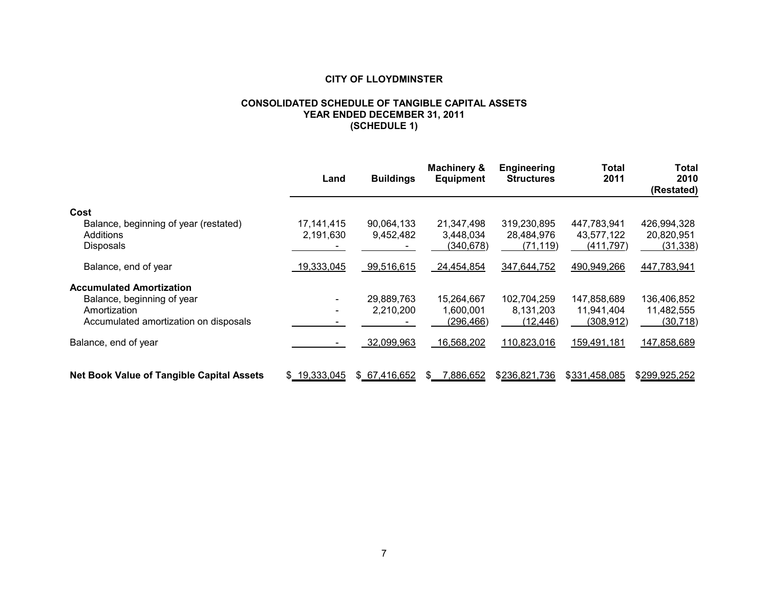**CITY OF LLOYDMINSTER**

**CONSOLIDATED SCHEDULE OF TANGIBLE CAPITAL ASSETS**
**YEAR ENDED DECEMBER 31, 2011**
**(SCHEDULE 1)**

| | Land | Buildings | Machinery & Equipment | Engineering Structures | Total 2011 | Total 2010 (Restated) |
|---|---|---|---|---|---|---|
| **Cost** | | | | | | |
| Balance, beginning of year (restated) | 17,141,415 | 90,064,133 | 21,347,498 | 319,230,895 | 447,783,941 | 426,994,328 |
| Additions | 2,191,630 | 9,452,482 | 3,448,034 | 28,484,976 | 43,577,122 | 20,820,951 |
| Disposals | - | - | (340,678) | (71,119) | (411,797) | (31,338) |
| Balance, end of year | 19,333,045 | 99,516,615 | 24,454,854 | 347,644,752 | 490,949,266 | 447,783,941 |
| **Accumulated Amortization** | | | | | | |
| Balance, beginning of year | - | 29,889,763 | 15,264,667 | 102,704,259 | 147,858,689 | 136,406,852 |
| Amortization | - | 2,210,200 | 1,600,001 | 8,131,203 | 11,941,404 | 11,482,555 |
| Accumulated amortization on disposals | - | - | (296,466) | (12,446) | (308,912) | (30,718) |
| Balance, end of year | - | 32,099,963 | 16,568,202 | 110,823,016 | 159,491,181 | 147,858,689 |
| **Net Book Value of Tangible Capital Assets** | $ 19,333,045 | $ 67,416,652 | $ 7,886,652 | $236,821,736 | $331,458,085 | $299,925,252 |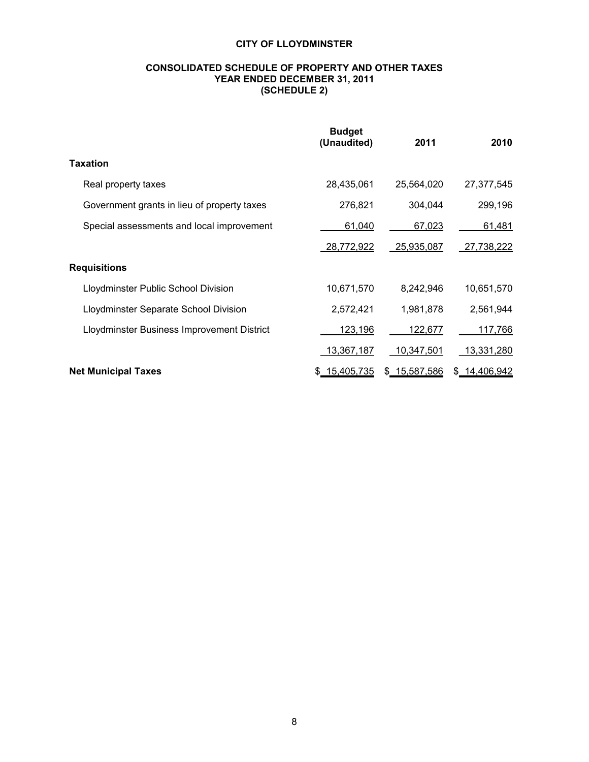# CITY OF LLOYDMINSTER

## CONSOLIDATED SCHEDULE OF PROPERTY AND OTHER TAXES
## YEAR ENDED DECEMBER 31, 2011
## (SCHEDULE 2)

| | Budget (Unaudited) | 2011 | 2010 |
|---|---|---|---|
| **Taxation** | | | |
| Real property taxes | 28,435,061 | 25,564,020 | 27,377,545 |
| Government grants in lieu of property taxes | 276,821 | 304,044 | 299,196 |
| Special assessments and local improvement | 61,040 | 67,023 | 61,481 |
| | 28,772,922 | 25,935,087 | 27,738,222 |
| **Requisitions** | | | |
| Lloydminster Public School Division | 10,671,570 | 8,242,946 | 10,651,570 |
| Lloydminster Separate School Division | 2,572,421 | 1,981,878 | 2,561,944 |
| Lloydminster Business Improvement District | 123,196 | 122,677 | 117,766 |
| | 13,367,187 | 10,347,501 | 13,331,280 |
| **Net Municipal Taxes** | $ 15,405,735 | $ 15,587,586 | $ 14,406,942 |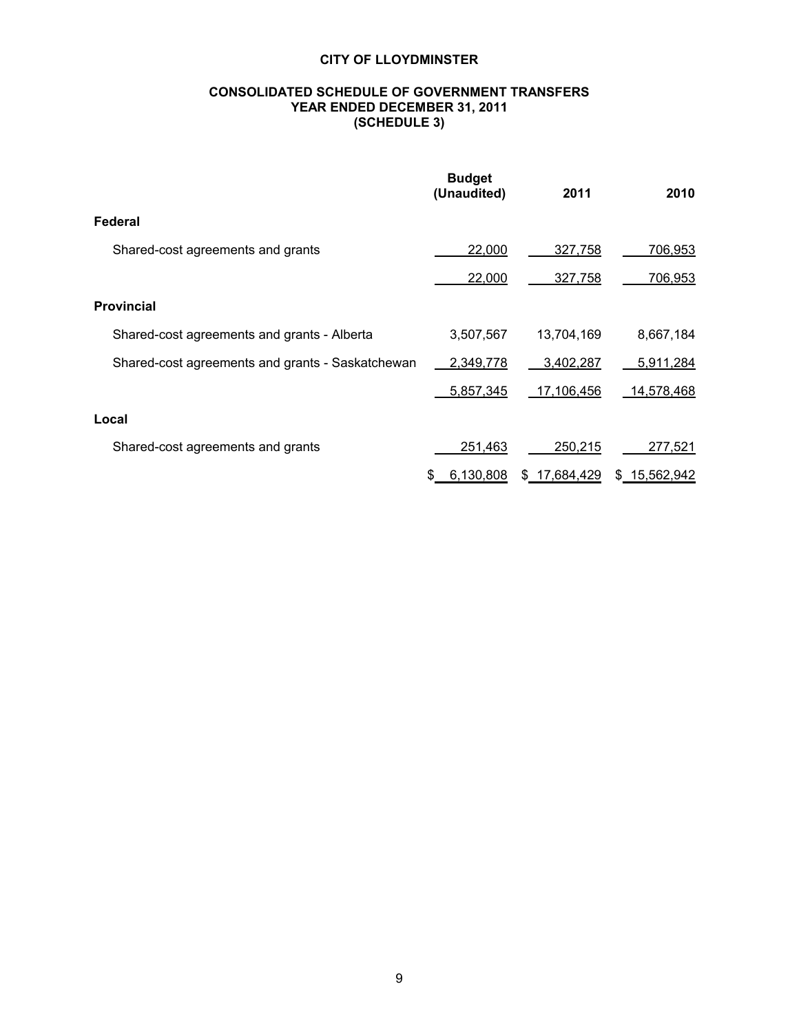# CITY OF LLOYDMINSTER

## CONSOLIDATED SCHEDULE OF GOVERNMENT TRANSFERS
## YEAR ENDED DECEMBER 31, 2011
## (SCHEDULE 3)

| | Budget (Unaudited) | 2011 | 2010 |
|---|---|---|---|
| **Federal** | | | |
| Shared-cost agreements and grants | 22,000 | 327,758 | 706,953 |
| | 22,000 | 327,758 | 706,953 |
| **Provincial** | | | |
| Shared-cost agreements and grants - Alberta | 3,507,567 | 13,704,169 | 8,667,184 |
| Shared-cost agreements and grants - Saskatchewan | 2,349,778 | 3,402,287 | 5,911,284 |
| | 5,857,345 | 17,106,456 | 14,578,468 |
| **Local** | | | |
| Shared-cost agreements and grants | 251,463 | 250,215 | 277,521 |
| | $ 6,130,808 | $ 17,684,429 | $ 15,562,942 |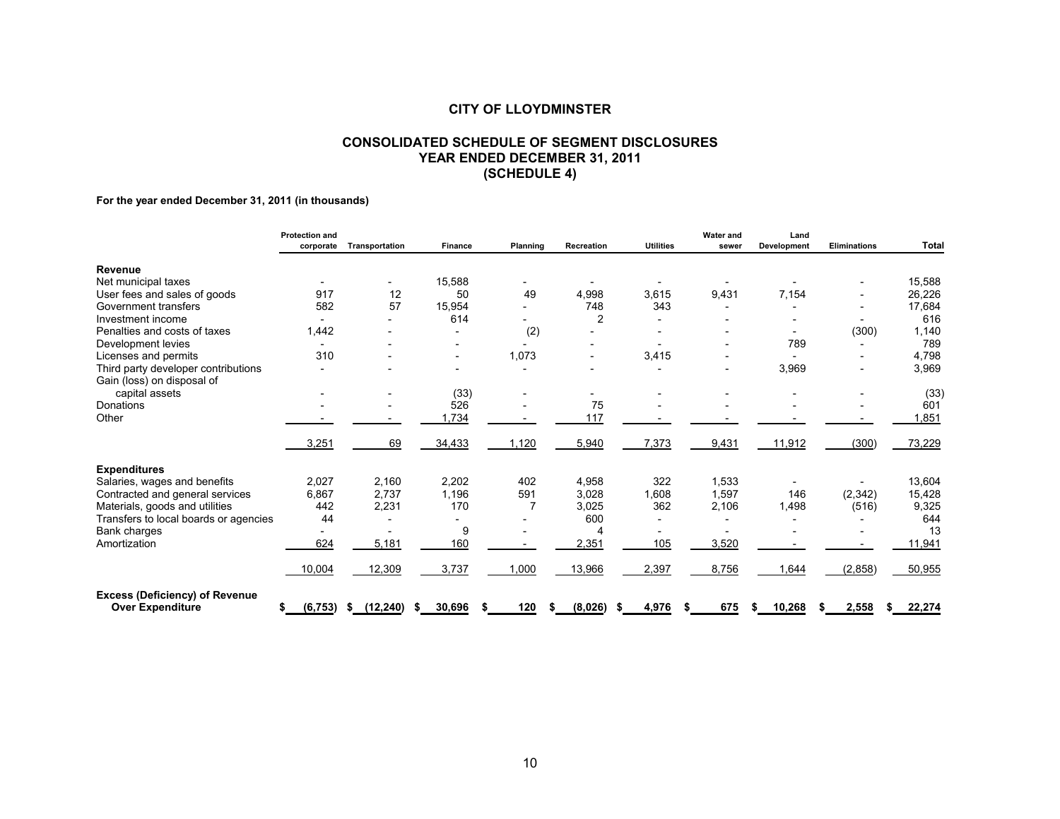# CITY OF LLOYDMINSTER

## CONSOLIDATED SCHEDULE OF SEGMENT DISCLOSURES
## YEAR ENDED DECEMBER 31, 2011
## (SCHEDULE 4)

**For the year ended December 31, 2011 (in thousands)**

| | Protection and corporate | Transportation | Finance | Planning | Recreation | Utilities | Water and sewer | Land Development | Eliminations | Total |
|---|---|---|---|---|---|---|---|---|---|---|
| **Revenue** | | | | | | | | | | |
| Net municipal taxes | - | - | 15,588 | - | - | - | - | - | - | 15,588 |
| User fees and sales of goods | 917 | 12 | 50 | 49 | 4,998 | 3,615 | 9,431 | 7,154 | - | 26,226 |
| Government transfers | 582 | 57 | 15,954 | - | 748 | 343 | - | - | - | 17,684 |
| Investment income | - | - | 614 | - | 2 | - | - | - | - | 616 |
| Penalties and costs of taxes | 1,442 | - | - | (2) | - | - | - | - | (300) | 1,140 |
| Development levies | - | - | - | - | - | - | - | 789 | - | 789 |
| Licenses and permits | 310 | - | - | 1,073 | - | 3,415 | - | - | - | 4,798 |
| Third party developer contributions | - | - | - | - | - | - | - | 3,969 | - | 3,969 |
| Gain (loss) on disposal of capital assets | - | - | (33) | - | - | - | - | - | - | (33) |
| Donations | - | - | 526 | - | 75 | - | - | - | - | 601 |
| Other | - | - | 1,734 | - | 117 | - | - | - | - | 1,851 |
| | 3,251 | 69 | 34,433 | 1,120 | 5,940 | 7,373 | 9,431 | 11,912 | (300) | 73,229 |
| **Expenditures** | | | | | | | | | | |
| Salaries, wages and benefits | 2,027 | 2,160 | 2,202 | 402 | 4,958 | 322 | 1,533 | - | - | 13,604 |
| Contracted and general services | 6,867 | 2,737 | 1,196 | 591 | 3,028 | 1,608 | 1,597 | 146 | (2,342) | 15,428 |
| Materials, goods and utilities | 442 | 2,231 | 170 | 7 | 3,025 | 362 | 2,106 | 1,498 | (516) | 9,325 |
| Transfers to local boards or agencies | 44 | - | - | - | 600 | - | - | - | - | 644 |
| Bank charges | - | - | 9 | - | 4 | - | - | - | - | 13 |
| Amortization | 624 | 5,181 | 160 | - | 2,351 | 105 | 3,520 | - | - | 11,941 |
| | 10,004 | 12,309 | 3,737 | 1,000 | 13,966 | 2,397 | 8,756 | 1,644 | (2,858) | 50,955 |
| **Excess (Deficiency) of Revenue Over Expenditure** | **$ (6,753)** | **$ (12,240)** | **$ 30,696** | **$ 120** | **$ (8,026)** | **$ 4,976** | **$ 675** | **$ 10,268** | **$ 2,558** | **$ 22,274** |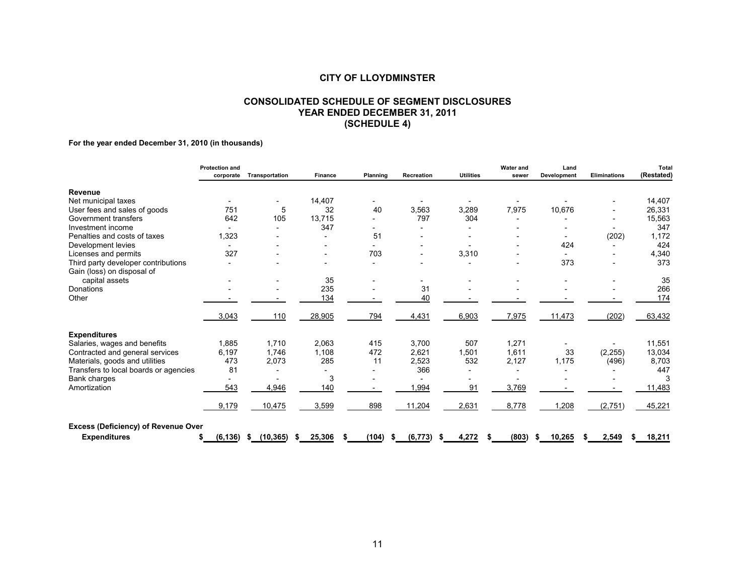# CITY OF LLOYDMINSTER

## CONSOLIDATED SCHEDULE OF SEGMENT DISCLOSURES
## YEAR ENDED DECEMBER 31, 2011
## (SCHEDULE 4)

**For the year ended December 31, 2010 (in thousands)**

| | Protection and corporate | Transportation | Finance | Planning | Recreation | Utilities | Water and sewer | Land Development | Eliminations | Total (Restated) |
|---|---|---|---|---|---|---|---|---|---|---|
| **Revenue** | | | | | | | | | | |
| Net municipal taxes | - | - | 14,407 | - | - | - | - | - | - | 14,407 |
| User fees and sales of goods | 751 | 5 | 32 | 40 | 3,563 | 3,289 | 7,975 | 10,676 | - | 26,331 |
| Government transfers | 642 | 105 | 13,715 | - | 797 | 304 | - | - | - | 15,563 |
| Investment income | - | - | 347 | - | - | - | - | - | - | 347 |
| Penalties and costs of taxes | 1,323 | - | - | 51 | - | - | - | - | (202) | 1,172 |
| Development levies | - | - | - | - | - | - | - | 424 | - | 424 |
| Licenses and permits | 327 | - | - | 703 | - | 3,310 | - | - | - | 4,340 |
| Third party developer contributions | - | - | - | - | - | - | - | 373 | - | 373 |
| Gain (loss) on disposal of capital assets | - | - | 35 | - | - | - | - | - | - | 35 |
| Donations | - | - | 235 | - | 31 | - | - | - | - | 266 |
| Other | - | - | 134 | - | 40 | - | - | - | - | 174 |
| | 3,043 | 110 | 28,905 | 794 | 4,431 | 6,903 | 7,975 | 11,473 | (202) | 63,432 |
| **Expenditures** | | | | | | | | | | |
| Salaries, wages and benefits | 1,885 | 1,710 | 2,063 | 415 | 3,700 | 507 | 1,271 | - | - | 11,551 |
| Contracted and general services | 6,197 | 1,746 | 1,108 | 472 | 2,621 | 1,501 | 1,611 | 33 | (2,255) | 13,034 |
| Materials, goods and utilities | 473 | 2,073 | 285 | 11 | 2,523 | 532 | 2,127 | 1,175 | (496) | 8,703 |
| Transfers to local boards or agencies | 81 | - | - | - | 366 | - | - | - | - | 447 |
| Bank charges | - | - | 3 | - | - | - | - | - | - | 3 |
| Amortization | 543 | 4,946 | 140 | - | 1,994 | 91 | 3,769 | - | - | 11,483 |
| | 9,179 | 10,475 | 3,599 | 898 | 11,204 | 2,631 | 8,778 | 1,208 | (2,751) | 45,221 |
| **Excess (Deficiency) of Revenue Over Expenditures** | $ (6,136) | $ (10,365) | $ 25,306 | $ (104) | $ (6,773) | $ 4,272 | $ (803) | $ 10,265 | $ 2,549 | $ 18,211 |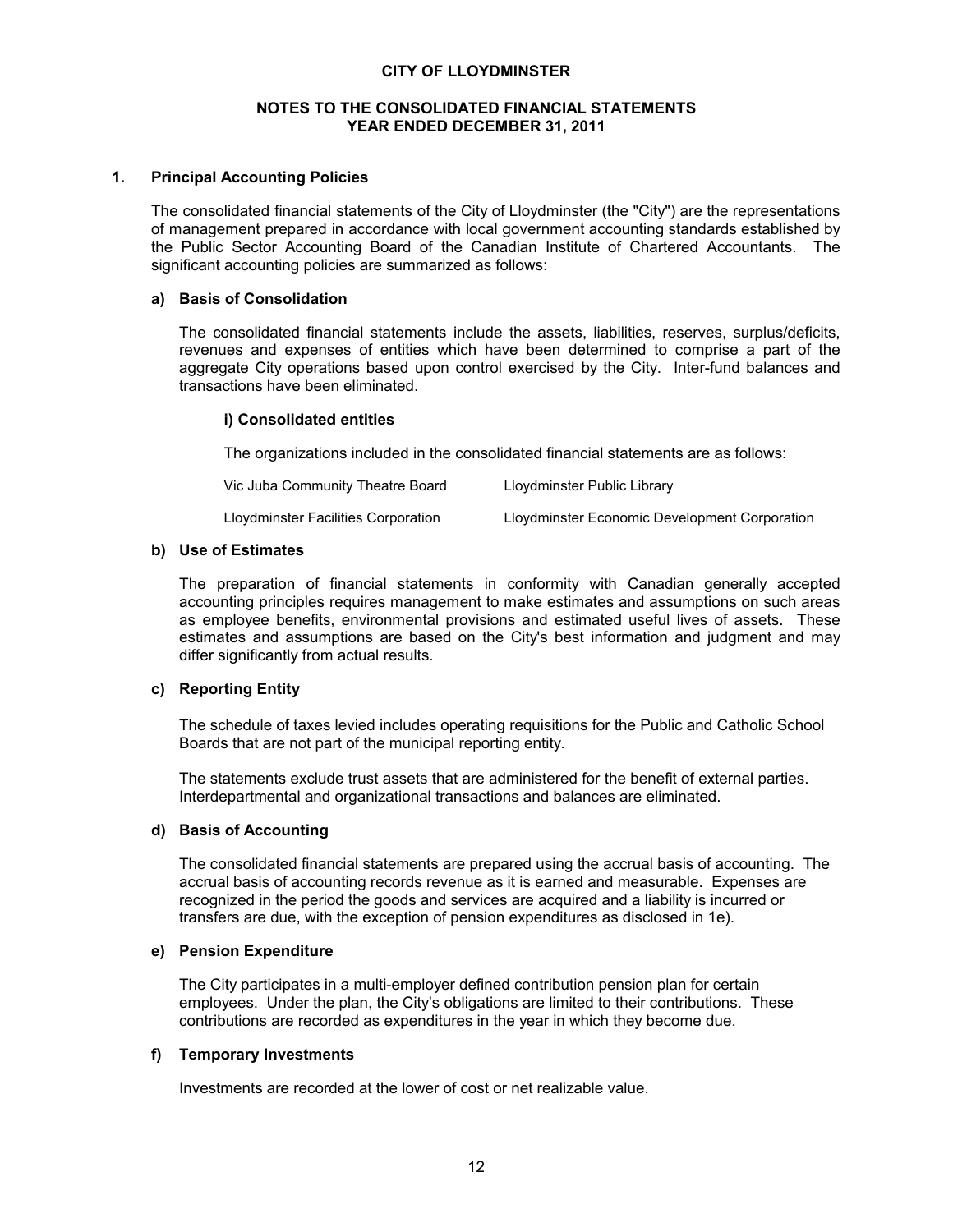# CITY OF LLOYDMINSTER

## NOTES TO THE CONSOLIDATED FINANCIAL STATEMENTS
## YEAR ENDED DECEMBER 31, 2011

### 1. Principal Accounting Policies

The consolidated financial statements of the City of Lloydminster (the "City") are the representations of management prepared in accordance with local government accounting standards established by the Public Sector Accounting Board of the Canadian Institute of Chartered Accountants. The significant accounting policies are summarized as follows:

#### a) Basis of Consolidation

The consolidated financial statements include the assets, liabilities, reserves, surplus/deficits, revenues and expenses of entities which have been determined to comprise a part of the aggregate City operations based upon control exercised by the City. Inter-fund balances and transactions have been eliminated.

**i) Consolidated entities**

The organizations included in the consolidated financial statements are as follows:

| | |
|---|---|
| Vic Juba Community Theatre Board | Lloydminster Public Library |
| Lloydminster Facilities Corporation | Lloydminster Economic Development Corporation |

#### b) Use of Estimates

The preparation of financial statements in conformity with Canadian generally accepted accounting principles requires management to make estimates and assumptions on such areas as employee benefits, environmental provisions and estimated useful lives of assets. These estimates and assumptions are based on the City's best information and judgment and may differ significantly from actual results.

#### c) Reporting Entity

The schedule of taxes levied includes operating requisitions for the Public and Catholic School Boards that are not part of the municipal reporting entity.

The statements exclude trust assets that are administered for the benefit of external parties. Interdepartmental and organizational transactions and balances are eliminated.

#### d) Basis of Accounting

The consolidated financial statements are prepared using the accrual basis of accounting. The accrual basis of accounting records revenue as it is earned and measurable. Expenses are recognized in the period the goods and services are acquired and a liability is incurred or transfers are due, with the exception of pension expenditures as disclosed in 1e).

#### e) Pension Expenditure

The City participates in a multi-employer defined contribution pension plan for certain employees. Under the plan, the City's obligations are limited to their contributions. These contributions are recorded as expenditures in the year in which they become due.

#### f) Temporary Investments

Investments are recorded at the lower of cost or net realizable value.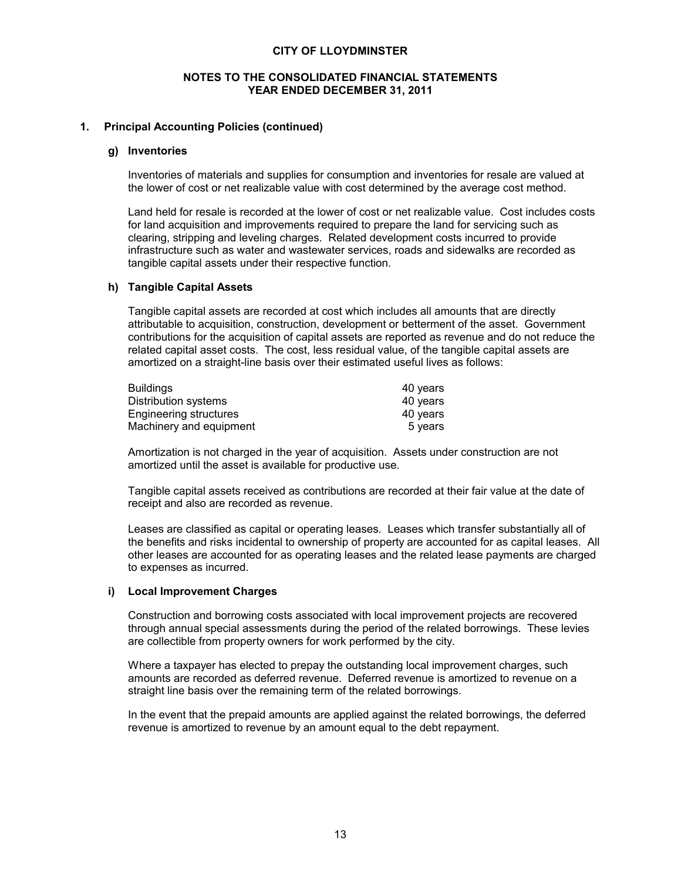**CITY OF LLOYDMINSTER**

**NOTES TO THE CONSOLIDATED FINANCIAL STATEMENTS**
**YEAR ENDED DECEMBER 31, 2011**

## 1. Principal Accounting Policies (continued)

### g) Inventories

Inventories of materials and supplies for consumption and inventories for resale are valued at the lower of cost or net realizable value with cost determined by the average cost method.

Land held for resale is recorded at the lower of cost or net realizable value. Cost includes costs for land acquisition and improvements required to prepare the land for servicing such as clearing, stripping and leveling charges. Related development costs incurred to provide infrastructure such as water and wastewater services, roads and sidewalks are recorded as tangible capital assets under their respective function.

### h) Tangible Capital Assets

Tangible capital assets are recorded at cost which includes all amounts that are directly attributable to acquisition, construction, development or betterment of the asset. Government contributions for the acquisition of capital assets are reported as revenue and do not reduce the related capital asset costs. The cost, less residual value, of the tangible capital assets are amortized on a straight-line basis over their estimated useful lives as follows:

| | |
|---|---|
| Buildings | 40 years |
| Distribution systems | 40 years |
| Engineering structures | 40 years |
| Machinery and equipment | 5 years |

Amortization is not charged in the year of acquisition. Assets under construction are not amortized until the asset is available for productive use.

Tangible capital assets received as contributions are recorded at their fair value at the date of receipt and also are recorded as revenue.

Leases are classified as capital or operating leases. Leases which transfer substantially all of the benefits and risks incidental to ownership of property are accounted for as capital leases. All other leases are accounted for as operating leases and the related lease payments are charged to expenses as incurred.

### i) Local Improvement Charges

Construction and borrowing costs associated with local improvement projects are recovered through annual special assessments during the period of the related borrowings. These levies are collectible from property owners for work performed by the city.

Where a taxpayer has elected to prepay the outstanding local improvement charges, such amounts are recorded as deferred revenue. Deferred revenue is amortized to revenue on a straight line basis over the remaining term of the related borrowings.

In the event that the prepaid amounts are applied against the related borrowings, the deferred revenue is amortized to revenue by an amount equal to the debt repayment.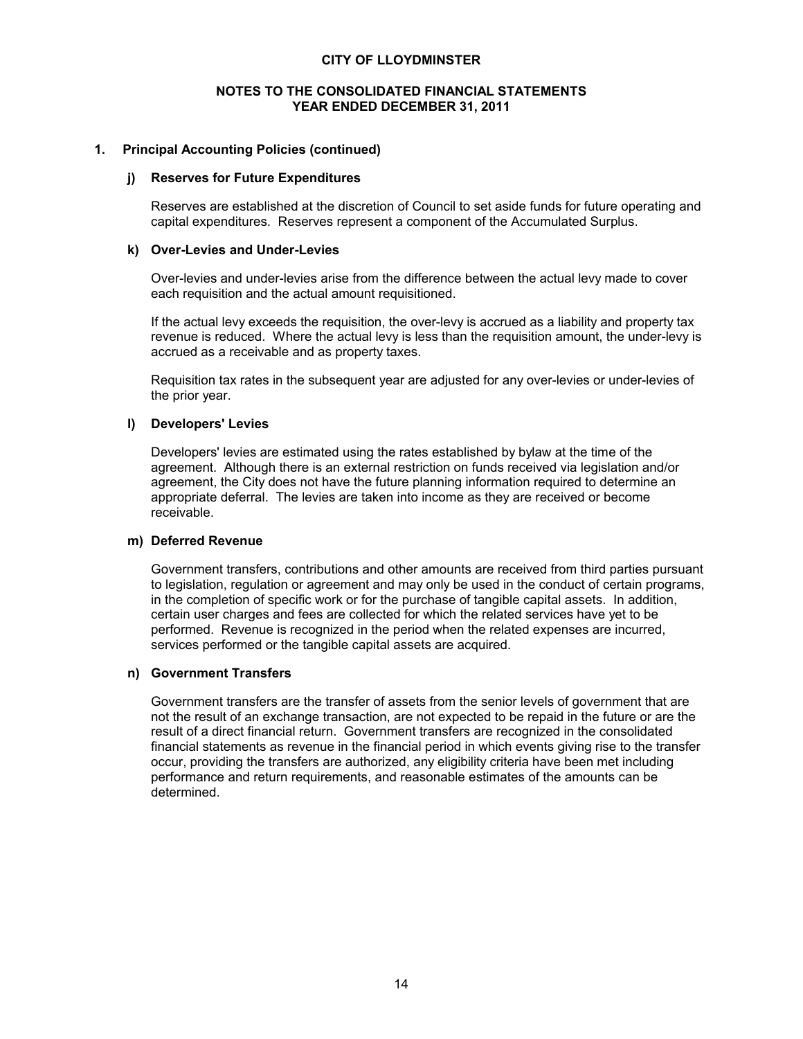**CITY OF LLOYDMINSTER**

**NOTES TO THE CONSOLIDATED FINANCIAL STATEMENTS**
**YEAR ENDED DECEMBER 31, 2011**

## 1. Principal Accounting Policies (continued)

### j) Reserves for Future Expenditures

Reserves are established at the discretion of Council to set aside funds for future operating and capital expenditures. Reserves represent a component of the Accumulated Surplus.

### k) Over-Levies and Under-Levies

Over-levies and under-levies arise from the difference between the actual levy made to cover each requisition and the actual amount requisitioned.

If the actual levy exceeds the requisition, the over-levy is accrued as a liability and property tax revenue is reduced. Where the actual levy is less than the requisition amount, the under-levy is accrued as a receivable and as property taxes.

Requisition tax rates in the subsequent year are adjusted for any over-levies or under-levies of the prior year.

### l) Developers' Levies

Developers' levies are estimated using the rates established by bylaw at the time of the agreement. Although there is an external restriction on funds received via legislation and/or agreement, the City does not have the future planning information required to determine an appropriate deferral. The levies are taken into income as they are received or become receivable.

### m) Deferred Revenue

Government transfers, contributions and other amounts are received from third parties pursuant to legislation, regulation or agreement and may only be used in the conduct of certain programs, in the completion of specific work or for the purchase of tangible capital assets. In addition, certain user charges and fees are collected for which the related services have yet to be performed. Revenue is recognized in the period when the related expenses are incurred, services performed or the tangible capital assets are acquired.

### n) Government Transfers

Government transfers are the transfer of assets from the senior levels of government that are not the result of an exchange transaction, are not expected to be repaid in the future or are the result of a direct financial return. Government transfers are recognized in the consolidated financial statements as revenue in the financial period in which events giving rise to the transfer occur, providing the transfers are authorized, any eligibility criteria have been met including performance and return requirements, and reasonable estimates of the amounts can be determined.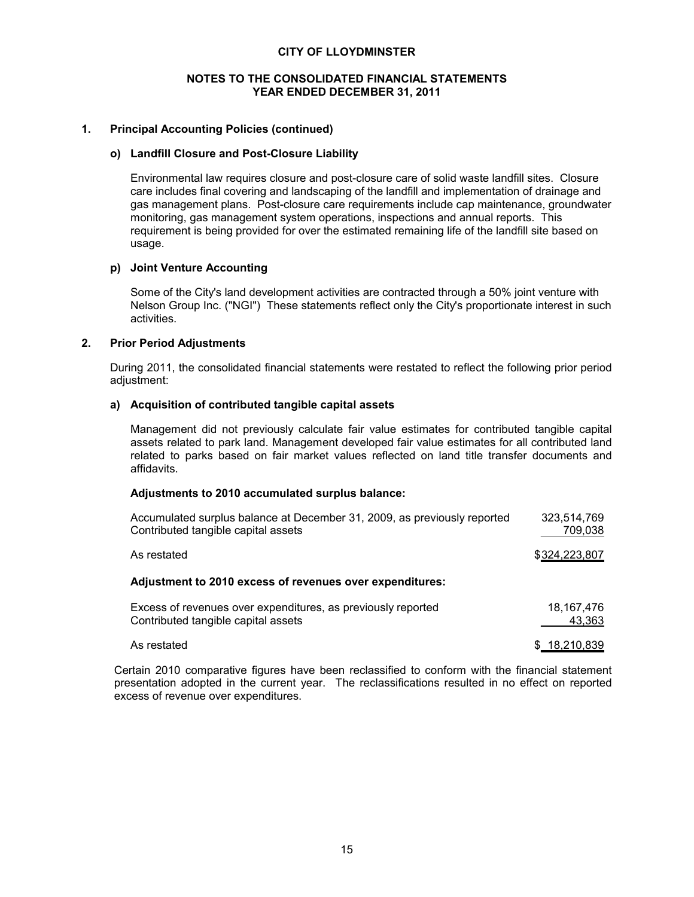**CITY OF LLOYDMINSTER**

**NOTES TO THE CONSOLIDATED FINANCIAL STATEMENTS**
**YEAR ENDED DECEMBER 31, 2011**

## 1. Principal Accounting Policies (continued)

### o) Landfill Closure and Post-Closure Liability

Environmental law requires closure and post-closure care of solid waste landfill sites. Closure care includes final covering and landscaping of the landfill and implementation of drainage and gas management plans. Post-closure care requirements include cap maintenance, groundwater monitoring, gas management system operations, inspections and annual reports. This requirement is being provided for over the estimated remaining life of the landfill site based on usage.

### p) Joint Venture Accounting

Some of the City's land development activities are contracted through a 50% joint venture with Nelson Group Inc. ("NGI") These statements reflect only the City's proportionate interest in such activities.

## 2. Prior Period Adjustments

During 2011, the consolidated financial statements were restated to reflect the following prior period adjustment:

### a) Acquisition of contributed tangible capital assets

Management did not previously calculate fair value estimates for contributed tangible capital assets related to park land. Management developed fair value estimates for all contributed land related to parks based on fair market values reflected on land title transfer documents and affidavits.

**Adjustments to 2010 accumulated surplus balance:**

| | |
|---|---:|
| Accumulated surplus balance at December 31, 2009, as previously reported | 323,514,769 |
| Contributed tangible capital assets | 709,038 |
| As restated | $324,223,807 |

**Adjustment to 2010 excess of revenues over expenditures:**

| | |
|---|---:|
| Excess of revenues over expenditures, as previously reported | 18,167,476 |
| Contributed tangible capital assets | 43,363 |
| As restated | $ 18,210,839 |

Certain 2010 comparative figures have been reclassified to conform with the financial statement presentation adopted in the current year. The reclassifications resulted in no effect on reported excess of revenue over expenditures.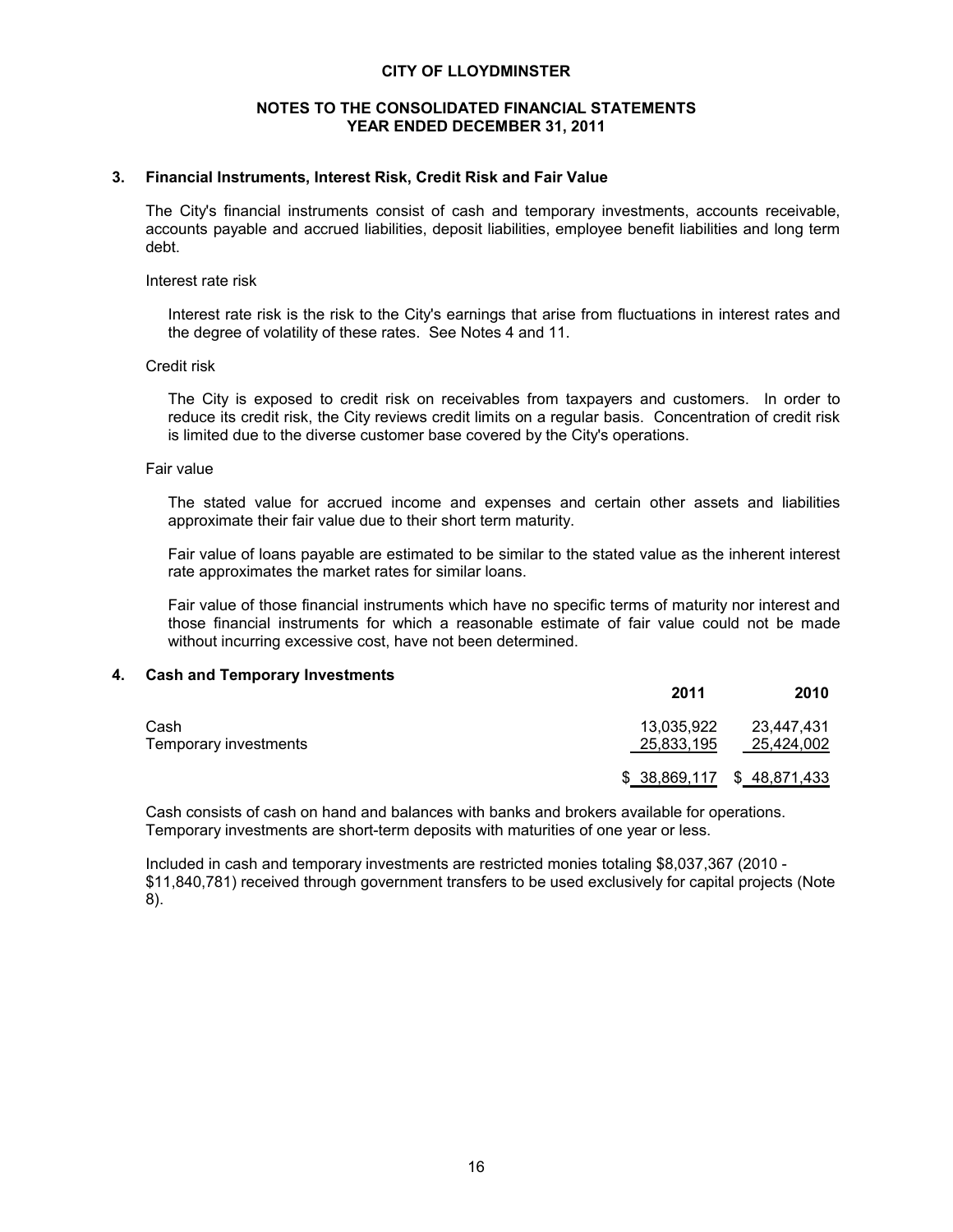# CITY OF LLOYDMINSTER

## NOTES TO THE CONSOLIDATED FINANCIAL STATEMENTS
## YEAR ENDED DECEMBER 31, 2011

### 3. Financial Instruments, Interest Risk, Credit Risk and Fair Value

The City's financial instruments consist of cash and temporary investments, accounts receivable, accounts payable and accrued liabilities, deposit liabilities, employee benefit liabilities and long term debt.

Interest rate risk

Interest rate risk is the risk to the City's earnings that arise from fluctuations in interest rates and the degree of volatility of these rates. See Notes 4 and 11.

Credit risk

The City is exposed to credit risk on receivables from taxpayers and customers. In order to reduce its credit risk, the City reviews credit limits on a regular basis. Concentration of credit risk is limited due to the diverse customer base covered by the City's operations.

Fair value

The stated value for accrued income and expenses and certain other assets and liabilities approximate their fair value due to their short term maturity.

Fair value of loans payable are estimated to be similar to the stated value as the inherent interest rate approximates the market rates for similar loans.

Fair value of those financial instruments which have no specific terms of maturity nor interest and those financial instruments for which a reasonable estimate of fair value could not be made without incurring excessive cost, have not been determined.

### 4. Cash and Temporary Investments

| | 2011 | 2010 |
|---|---|---|
| Cash | 13,035,922 | 23,447,431 |
| Temporary investments | 25,833,195 | 25,424,002 |
| | $ 38,869,117 | $ 48,871,433 |

Cash consists of cash on hand and balances with banks and brokers available for operations. Temporary investments are short-term deposits with maturities of one year or less.

Included in cash and temporary investments are restricted monies totaling $8,037,367 (2010 - $11,840,781) received through government transfers to be used exclusively for capital projects (Note 8).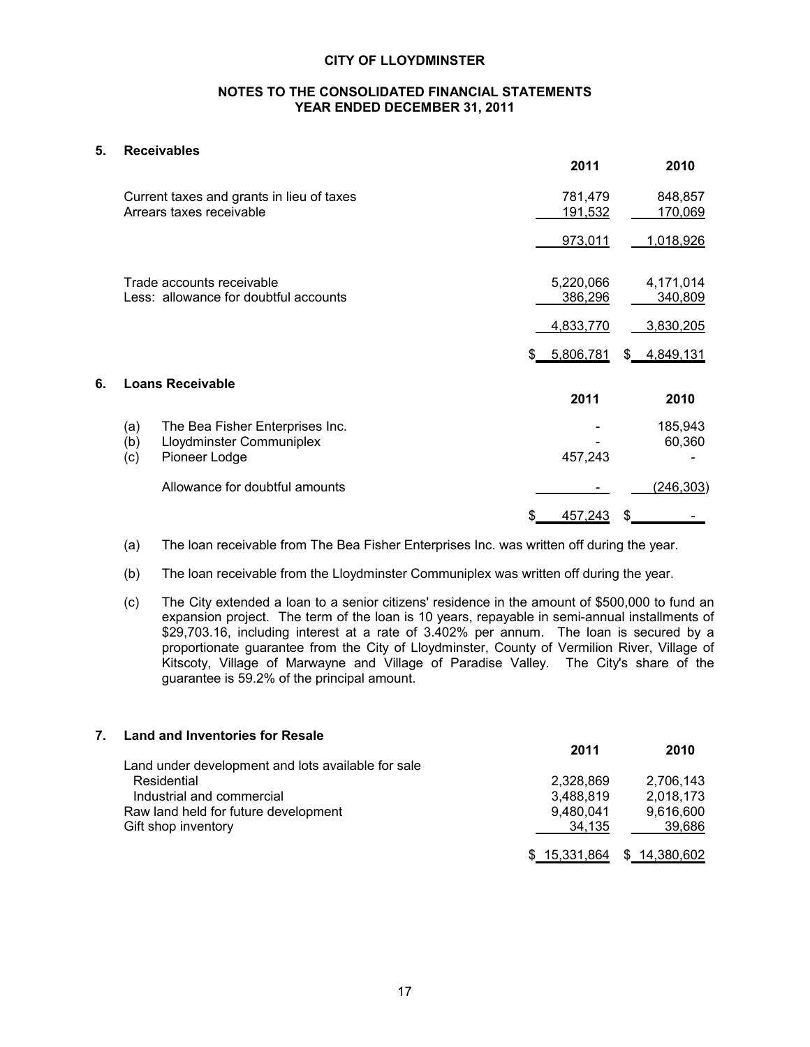# CITY OF LLOYDMINSTER

## NOTES TO THE CONSOLIDATED FINANCIAL STATEMENTS
## YEAR ENDED DECEMBER 31, 2011

### 5. Receivables

| | 2011 | 2010 |
|---|---|---|
| Current taxes and grants in lieu of taxes | 781,479 | 848,857 |
| Arrears taxes receivable | 191,532 | 170,069 |
| | 973,011 | 1,018,926 |
| Trade accounts receivable | 5,220,066 | 4,171,014 |
| Less: allowance for doubtful accounts | 386,296 | 340,809 |
| | 4,833,770 | 3,830,205 |
| | $ 5,806,781 | $ 4,849,131 |

### 6. Loans Receivable

| | | 2011 | 2010 |
|---|---|---|---|
| (a) | The Bea Fisher Enterprises Inc. | - | 185,943 |
| (b) | Lloydminster Communiplex | - | 60,360 |
| (c) | Pioneer Lodge | 457,243 | - |
| | Allowance for doubtful amounts | - | (246,303) |
| | | $ 457,243 | $ - |

(a) The loan receivable from The Bea Fisher Enterprises Inc. was written off during the year.

(b) The loan receivable from the Lloydminster Communiplex was written off during the year.

(c) The City extended a loan to a senior citizens' residence in the amount of $500,000 to fund an expansion project. The term of the loan is 10 years, repayable in semi-annual installments of $29,703.16, including interest at a rate of 3.402% per annum. The loan is secured by a proportionate guarantee from the City of Lloydminster, County of Vermilion River, Village of Kitscoty, Village of Marwayne and Village of Paradise Valley. The City's share of the guarantee is 59.2% of the principal amount.

### 7. Land and Inventories for Resale

| | 2011 | 2010 |
|---|---|---|
| Land under development and lots available for sale | | |
| Residential | 2,328,869 | 2,706,143 |
| Industrial and commercial | 3,488,819 | 2,018,173 |
| Raw land held for future development | 9,480,041 | 9,616,600 |
| Gift shop inventory | 34,135 | 39,686 |
| | $ 15,331,864 | $ 14,380,602 |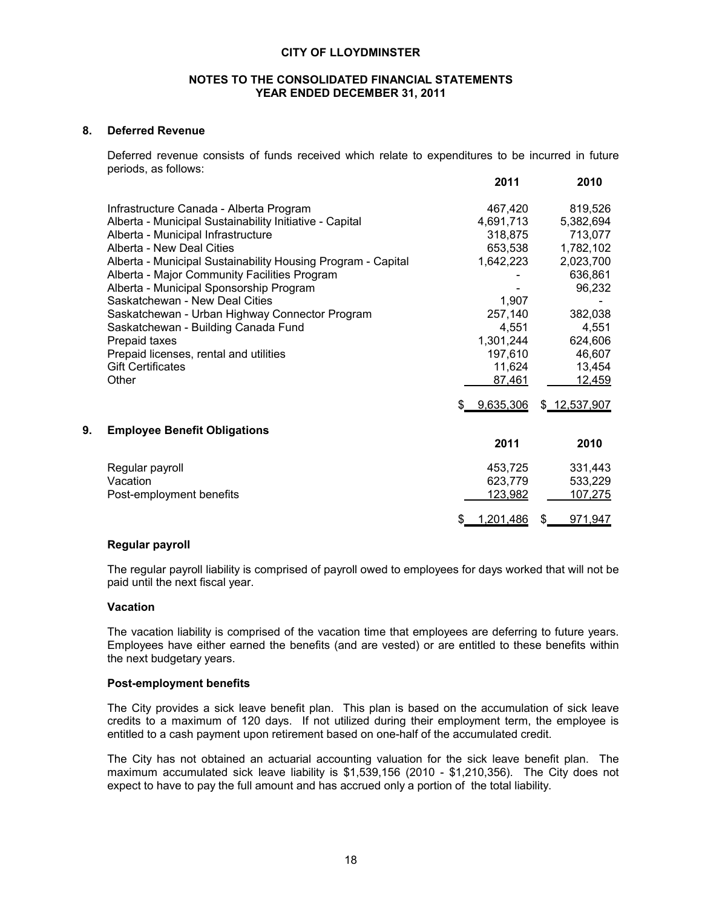## 8. Deferred Revenue

Deferred revenue consists of funds received which relate to expenditures to be incurred in future periods, as follows:

| | 2011 | 2010 |
|---|---|---|
| Infrastructure Canada - Alberta Program | 467,420 | 819,526 |
| Alberta - Municipal Sustainability Initiative - Capital | 4,691,713 | 5,382,694 |
| Alberta - Municipal Infrastructure | 318,875 | 713,077 |
| Alberta - New Deal Cities | 653,538 | 1,782,102 |
| Alberta - Municipal Sustainability Housing Program - Capital | 1,642,223 | 2,023,700 |
| Alberta - Major Community Facilities Program | - | 636,861 |
| Alberta - Municipal Sponsorship Program | - | 96,232 |
| Saskatchewan - New Deal Cities | 1,907 | - |
| Saskatchewan - Urban Highway Connector Program | 257,140 | 382,038 |
| Saskatchewan - Building Canada Fund | 4,551 | 4,551 |
| Prepaid taxes | 1,301,244 | 624,606 |
| Prepaid licenses, rental and utilities | 197,610 | 46,607 |
| Gift Certificates | 11,624 | 13,454 |
| Other | 87,461 | 12,459 |
| | $ 9,635,306 | $ 12,537,907 |

## 9. Employee Benefit Obligations

| | 2011 | 2010 |
|---|---|---|
| Regular payroll | 453,725 | 331,443 |
| Vacation | 623,779 | 533,229 |
| Post-employment benefits | 123,982 | 107,275 |
| | $ 1,201,486 | $ 971,947 |

### Regular payroll

The regular payroll liability is comprised of payroll owed to employees for days worked that will not be paid until the next fiscal year.

### Vacation

The vacation liability is comprised of the vacation time that employees are deferring to future years. Employees have either earned the benefits (and are vested) or are entitled to these benefits within the next budgetary years.

### Post-employment benefits

The City provides a sick leave benefit plan. This plan is based on the accumulation of sick leave credits to a maximum of 120 days. If not utilized during their employment term, the employee is entitled to a cash payment upon retirement based on one-half of the accumulated credit.

The City has not obtained an actuarial accounting valuation for the sick leave benefit plan. The maximum accumulated sick leave liability is $1,539,156 (2010 - $1,210,356). The City does not expect to have to pay the full amount and has accrued only a portion of the total liability.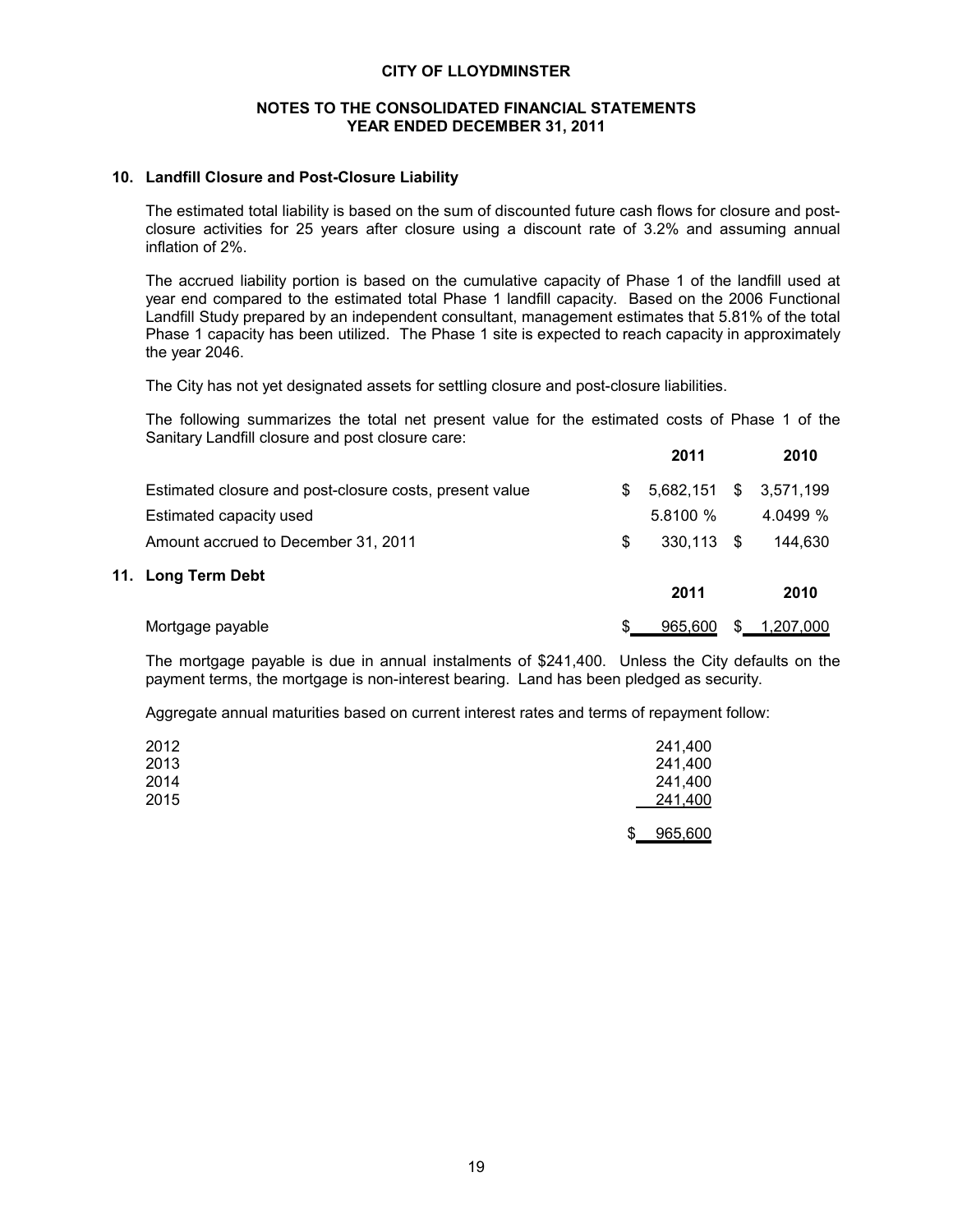**CITY OF LLOYDMINSTER**

**NOTES TO THE CONSOLIDATED FINANCIAL STATEMENTS**
**YEAR ENDED DECEMBER 31, 2011**

## 10. Landfill Closure and Post-Closure Liability

The estimated total liability is based on the sum of discounted future cash flows for closure and post-closure activities for 25 years after closure using a discount rate of 3.2% and assuming annual inflation of 2%.

The accrued liability portion is based on the cumulative capacity of Phase 1 of the landfill used at year end compared to the estimated total Phase 1 landfill capacity. Based on the 2006 Functional Landfill Study prepared by an independent consultant, management estimates that 5.81% of the total Phase 1 capacity has been utilized. The Phase 1 site is expected to reach capacity in approximately the year 2046.

The City has not yet designated assets for settling closure and post-closure liabilities.

The following summarizes the total net present value for the estimated costs of Phase 1 of the Sanitary Landfill closure and post closure care:

| | 2011 | 2010 |
|---|---|---|
| Estimated closure and post-closure costs, present value | $ 5,682,151 | $ 3,571,199 |
| Estimated capacity used | 5.8100 % | 4.0499 % |
| Amount accrued to December 31, 2011 | $ 330,113 | $ 144,630 |

## 11. Long Term Debt

| | 2011 | 2010 |
|---|---|---|
| Mortgage payable | $ 965,600 | $ 1,207,000 |

The mortgage payable is due in annual instalments of $241,400. Unless the City defaults on the payment terms, the mortgage is non-interest bearing. Land has been pledged as security.

Aggregate annual maturities based on current interest rates and terms of repayment follow:

| | |
|---|---|
| 2012 | 241,400 |
| 2013 | 241,400 |
| 2014 | 241,400 |
| 2015 | 241,400 |
| | $ 965,600 |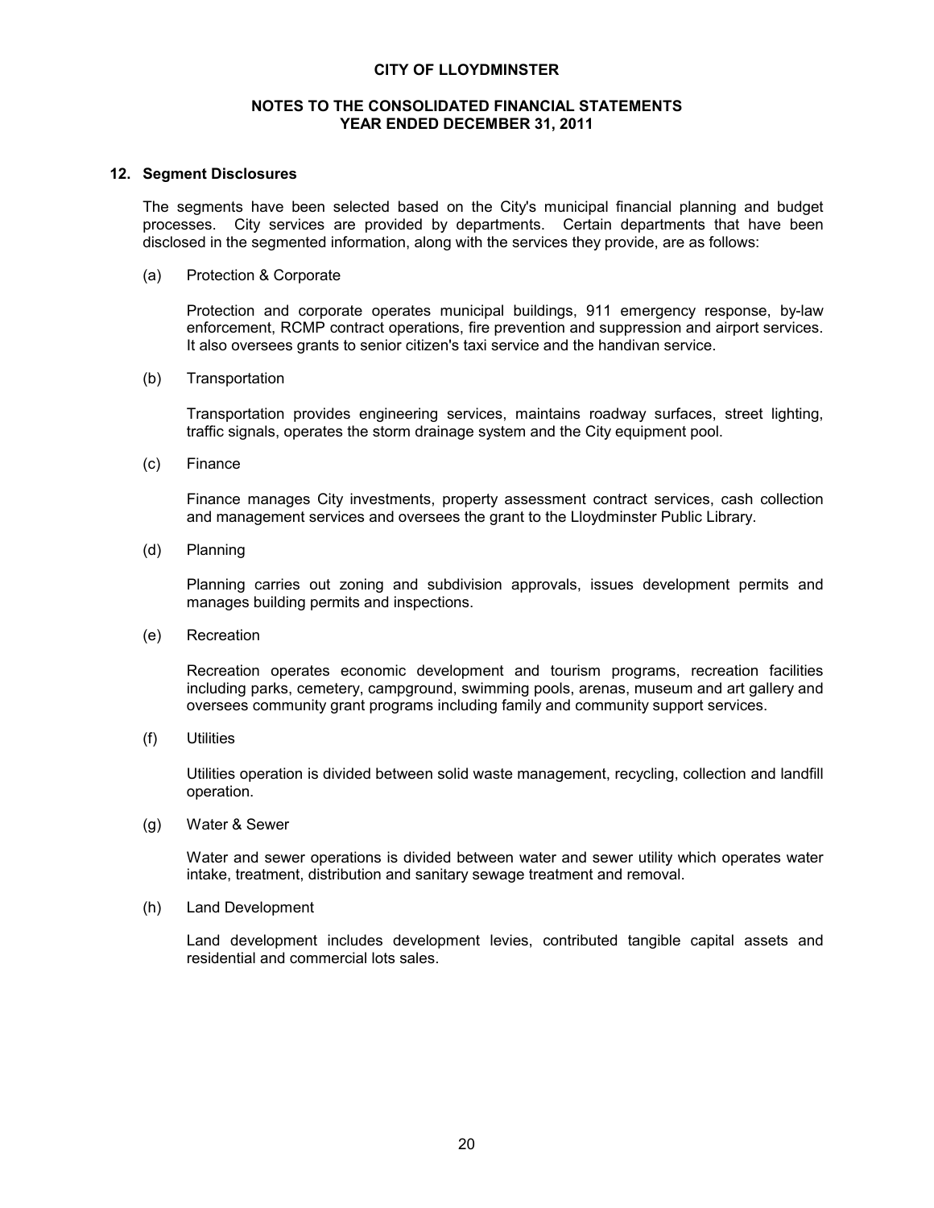# CITY OF LLOYDMINSTER

## NOTES TO THE CONSOLIDATED FINANCIAL STATEMENTS
## YEAR ENDED DECEMBER 31, 2011

### 12. Segment Disclosures

The segments have been selected based on the City's municipal financial planning and budget processes. City services are provided by departments. Certain departments that have been disclosed in the segmented information, along with the services they provide, are as follows:

(a) Protection & Corporate

Protection and corporate operates municipal buildings, 911 emergency response, by-law enforcement, RCMP contract operations, fire prevention and suppression and airport services. It also oversees grants to senior citizen's taxi service and the handivan service.

(b) Transportation

Transportation provides engineering services, maintains roadway surfaces, street lighting, traffic signals, operates the storm drainage system and the City equipment pool.

(c) Finance

Finance manages City investments, property assessment contract services, cash collection and management services and oversees the grant to the Lloydminster Public Library.

(d) Planning

Planning carries out zoning and subdivision approvals, issues development permits and manages building permits and inspections.

(e) Recreation

Recreation operates economic development and tourism programs, recreation facilities including parks, cemetery, campground, swimming pools, arenas, museum and art gallery and oversees community grant programs including family and community support services.

(f) Utilities

Utilities operation is divided between solid waste management, recycling, collection and landfill operation.

(g) Water & Sewer

Water and sewer operations is divided between water and sewer utility which operates water intake, treatment, distribution and sanitary sewage treatment and removal.

(h) Land Development

Land development includes development levies, contributed tangible capital assets and residential and commercial lots sales.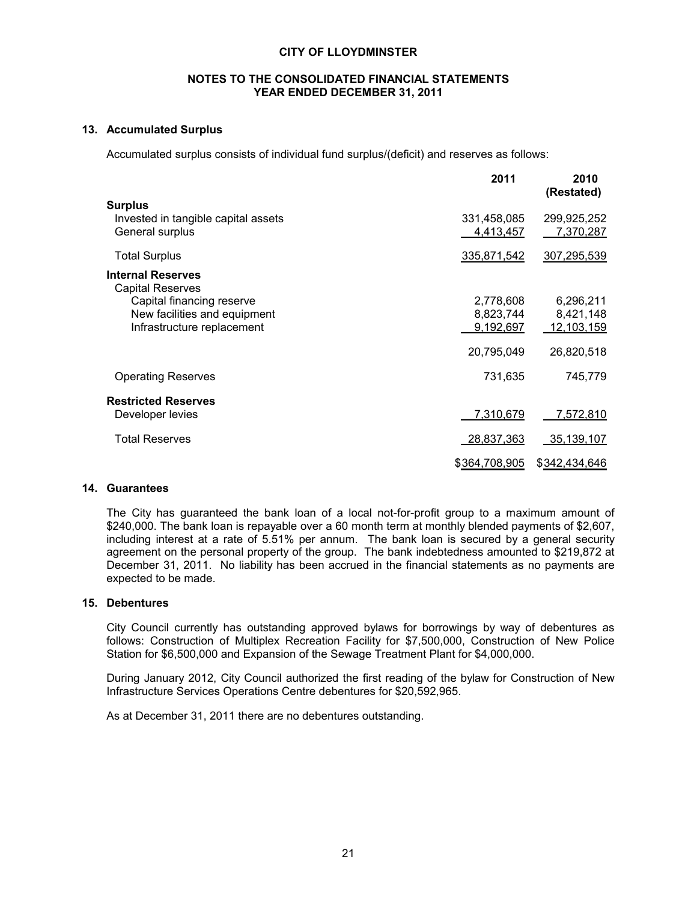**CITY OF LLOYDMINSTER**

**NOTES TO THE CONSOLIDATED FINANCIAL STATEMENTS**
**YEAR ENDED DECEMBER 31, 2011**

### 13. Accumulated Surplus

Accumulated surplus consists of individual fund surplus/(deficit) and reserves as follows:

| | 2011 | 2010 (Restated) |
|---|---|---|
| **Surplus** | | |
| Invested in tangible capital assets | 331,458,085 | 299,925,252 |
| General surplus | 4,413,457 | 7,370,287 |
| Total Surplus | 335,871,542 | 307,295,539 |
| **Internal Reserves** | | |
| Capital Reserves | | |
| Capital financing reserve | 2,778,608 | 6,296,211 |
| New facilities and equipment | 8,823,744 | 8,421,148 |
| Infrastructure replacement | 9,192,697 | 12,103,159 |
| | 20,795,049 | 26,820,518 |
| Operating Reserves | 731,635 | 745,779 |
| **Restricted Reserves** | | |
| Developer levies | 7,310,679 | 7,572,810 |
| Total Reserves | 28,837,363 | 35,139,107 |
| | $364,708,905 | $342,434,646 |

### 14. Guarantees

The City has guaranteed the bank loan of a local not-for-profit group to a maximum amount of $240,000. The bank loan is repayable over a 60 month term at monthly blended payments of $2,607, including interest at a rate of 5.51% per annum. The bank loan is secured by a general security agreement on the personal property of the group. The bank indebtedness amounted to $219,872 at December 31, 2011. No liability has been accrued in the financial statements as no payments are expected to be made.

### 15. Debentures

City Council currently has outstanding approved bylaws for borrowings by way of debentures as follows: Construction of Multiplex Recreation Facility for $7,500,000, Construction of New Police Station for $6,500,000 and Expansion of the Sewage Treatment Plant for $4,000,000.

During January 2012, City Council authorized the first reading of the bylaw for Construction of New Infrastructure Services Operations Centre debentures for $20,592,965.

As at December 31, 2011 there are no debentures outstanding.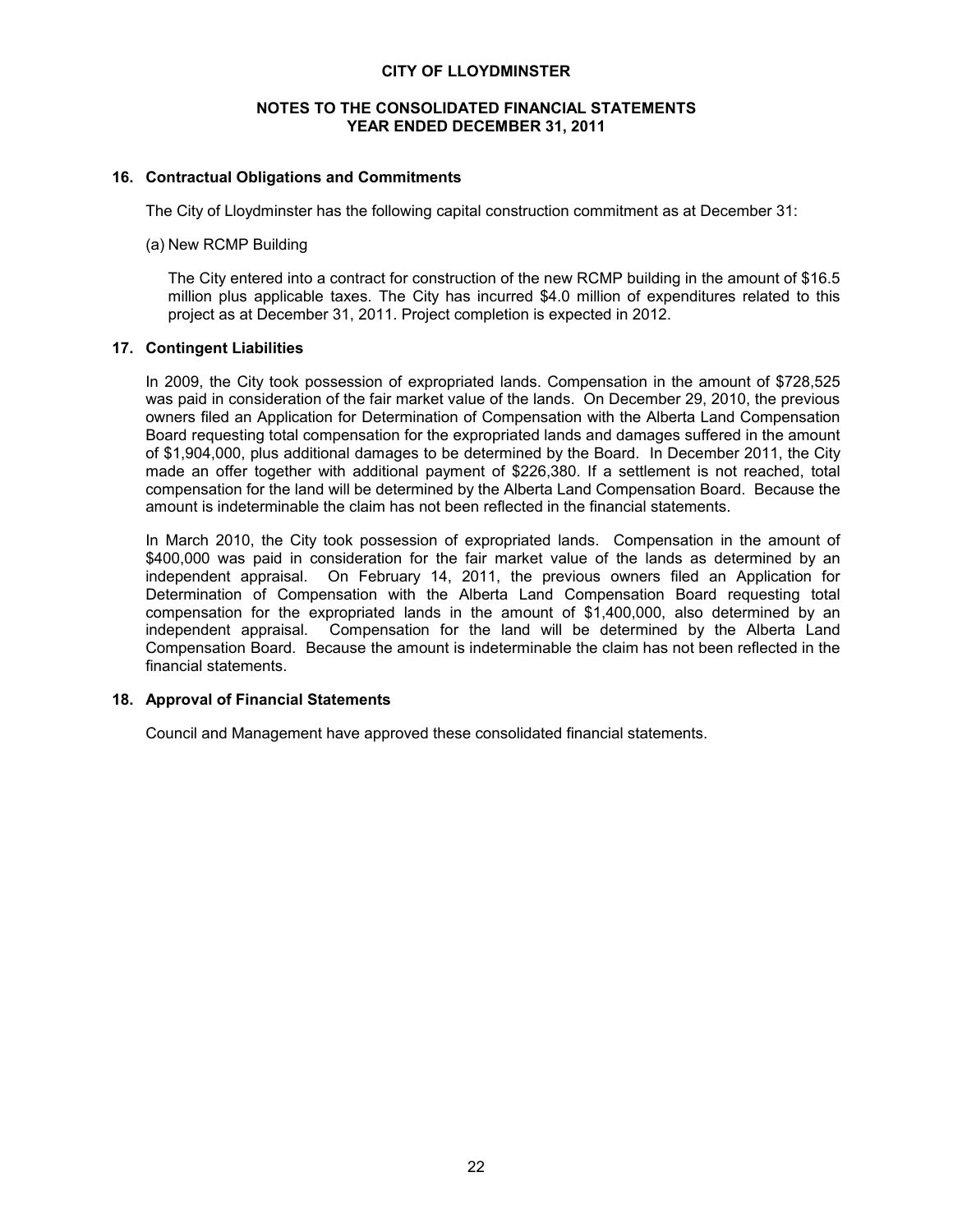## 16. Contractual Obligations and Commitments

The City of Lloydminster has the following capital construction commitment as at December 31:

(a) New RCMP Building

The City entered into a contract for construction of the new RCMP building in the amount of $16.5 million plus applicable taxes. The City has incurred $4.0 million of expenditures related to this project as at December 31, 2011. Project completion is expected in 2012.

## 17. Contingent Liabilities

In 2009, the City took possession of expropriated lands. Compensation in the amount of $728,525 was paid in consideration of the fair market value of the lands. On December 29, 2010, the previous owners filed an Application for Determination of Compensation with the Alberta Land Compensation Board requesting total compensation for the expropriated lands and damages suffered in the amount of $1,904,000, plus additional damages to be determined by the Board. In December 2011, the City made an offer together with additional payment of $226,380. If a settlement is not reached, total compensation for the land will be determined by the Alberta Land Compensation Board. Because the amount is indeterminable the claim has not been reflected in the financial statements.

In March 2010, the City took possession of expropriated lands. Compensation in the amount of $400,000 was paid in consideration for the fair market value of the lands as determined by an independent appraisal. On February 14, 2011, the previous owners filed an Application for Determination of Compensation with the Alberta Land Compensation Board requesting total compensation for the expropriated lands in the amount of $1,400,000, also determined by an independent appraisal. Compensation for the land will be determined by the Alberta Land Compensation Board. Because the amount is indeterminable the claim has not been reflected in the financial statements.

## 18. Approval of Financial Statements

Council and Management have approved these consolidated financial statements.